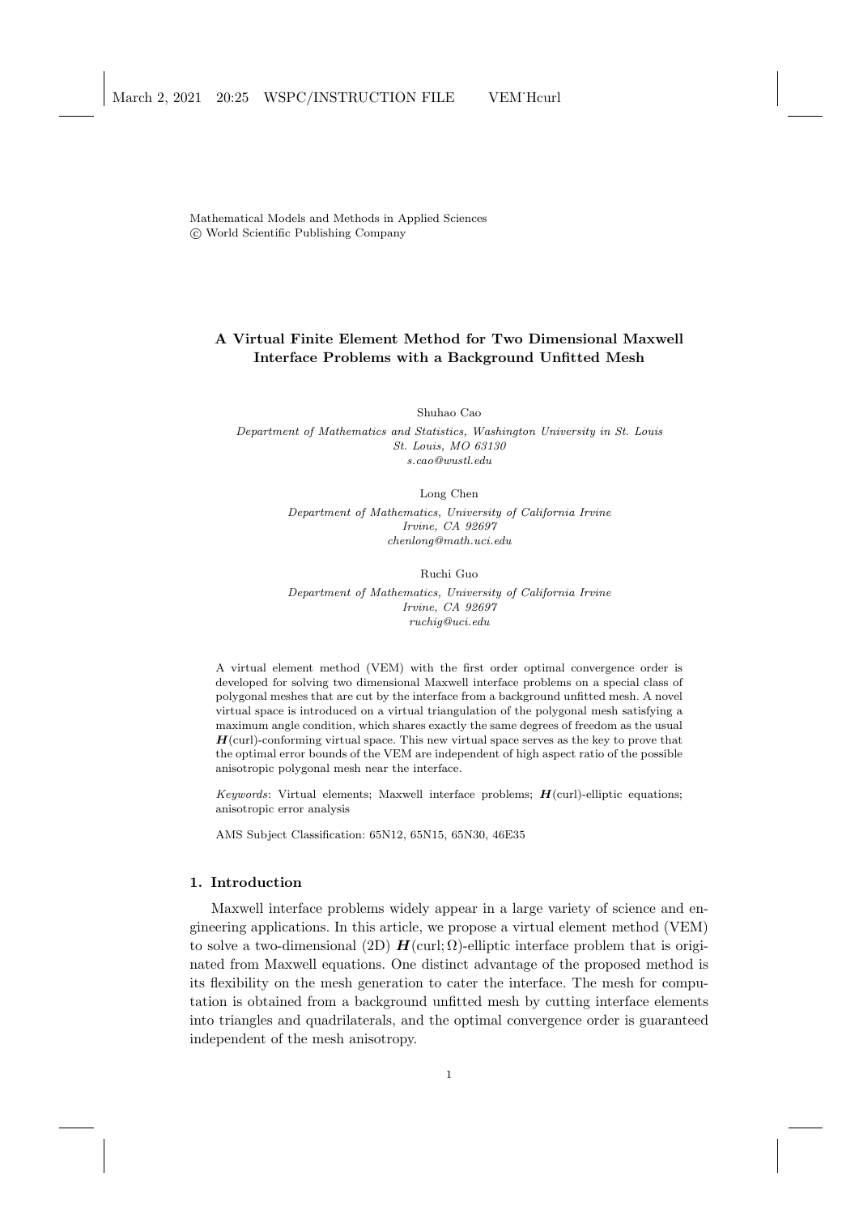Mathematical Models and Methods in Applied Sciences
© World Scientific Publishing Company

# A Virtual Finite Element Method for Two Dimensional Maxwell Interface Problems with a Background Unfitted Mesh

Shuhao Cao

*Department of Mathematics and Statistics, Washington University in St. Louis*
*St. Louis, MO 63130*
*s.cao@wustl.edu*

Long Chen

*Department of Mathematics, University of California Irvine*
*Irvine, CA 92697*
*chenlong@math.uci.edu*

Ruchi Guo

*Department of Mathematics, University of California Irvine*
*Irvine, CA 92697*
*ruchig@uci.edu*

A virtual element method (VEM) with the first order optimal convergence order is developed for solving two dimensional Maxwell interface problems on a special class of polygonal meshes that are cut by the interface from a background unfitted mesh. A novel virtual space is introduced on a virtual triangulation of the polygonal mesh satisfying a maximum angle condition, which shares exactly the same degrees of freedom as the usual $\boldsymbol{H}(\text{curl})$-conforming virtual space. This new virtual space serves as the key to prove that the optimal error bounds of the VEM are independent of high aspect ratio of the possible anisotropic polygonal mesh near the interface.

*Keywords*: Virtual elements; Maxwell interface problems; $\boldsymbol{H}(\text{curl})$-elliptic equations; anisotropic error analysis

AMS Subject Classification: 65N12, 65N15, 65N30, 46E35

## 1. Introduction

Maxwell interface problems widely appear in a large variety of science and engineering applications. In this article, we propose a virtual element method (VEM) to solve a two-dimensional (2D) $\boldsymbol{H}(\text{curl};\Omega)$-elliptic interface problem that is originated from Maxwell equations. One distinct advantage of the proposed method is its flexibility on the mesh generation to cater the interface. The mesh for computation is obtained from a background unfitted mesh by cutting interface elements into triangles and quadrilaterals, and the optimal convergence order is guaranteed independent of the mesh anisotropy.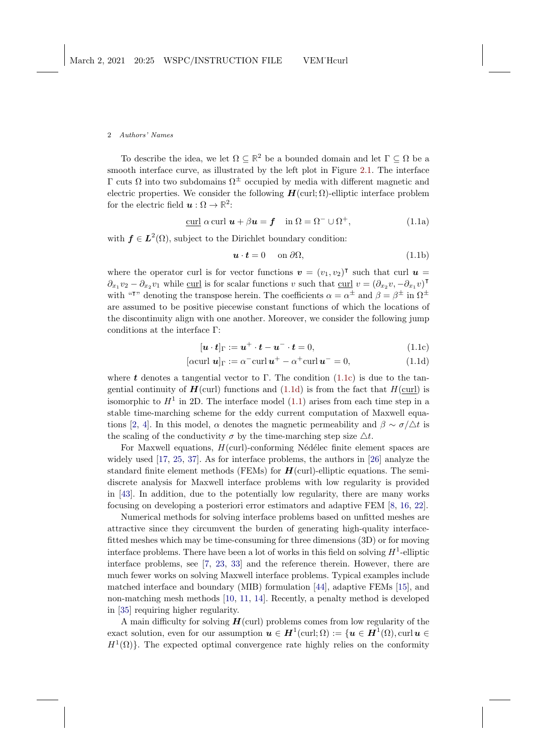To describe the idea, we let $\Omega \subseteq \mathbb{R}^2$ be a bounded domain and let $\Gamma \subseteq \Omega$ be a smooth interface curve, as illustrated by the left plot in Figure 2.1. The interface $\Gamma$ cuts $\Omega$ into two subdomains $\Omega^{\pm}$ occupied by media with different magnetic and electric properties. We consider the following $\boldsymbol{H}(\mathrm{curl};\Omega)$-elliptic interface problem for the electric field $\boldsymbol{u}:\Omega \to \mathbb{R}^2$:

$$\underline{\mathrm{curl}}\ \alpha\, \mathrm{curl}\ \boldsymbol{u} + \beta \boldsymbol{u} = \boldsymbol{f} \quad \text{in } \Omega = \Omega^- \cup \Omega^+, \tag{1.1a}$$

with $\boldsymbol{f} \in \boldsymbol{L}^2(\Omega)$, subject to the Dirichlet boundary condition:

$$\boldsymbol{u}\cdot \boldsymbol{t} = 0 \quad \text{ on } \partial\Omega, \tag{1.1b}$$

where the operator curl is for vector functions $\boldsymbol{v} = (v_1, v_2)^{\intercal}$ such that curl $\boldsymbol{u} = \partial_{x_1} v_2 - \partial_{x_2} v_1$ while $\underline{\mathrm{curl}}$ is for scalar functions $v$ such that $\underline{\mathrm{curl}}\ v = (\partial_{x_2} v, -\partial_{x_1} v)^{\intercal}$ with "$\intercal$" denoting the transpose herein. The coefficients $\alpha = \alpha^{\pm}$ and $\beta = \beta^{\pm}$ in $\Omega^{\pm}$ are assumed to be positive piecewise constant functions of which the locations of the discontinuity align with one another. Moreover, we consider the following jump conditions at the interface $\Gamma$:

$$[\boldsymbol{u}\cdot\boldsymbol{t}]_{\Gamma} := \boldsymbol{u}^+\cdot\boldsymbol{t} - \boldsymbol{u}^-\cdot\boldsymbol{t} = 0, \tag{1.1c}$$

$$[\alpha \mathrm{curl}\ \boldsymbol{u}]_{\Gamma} := \alpha^- \mathrm{curl}\, \boldsymbol{u}^+ - \alpha^+ \mathrm{curl}\, \boldsymbol{u}^- = 0, \tag{1.1d}$$

where $\boldsymbol{t}$ denotes a tangential vector to $\Gamma$. The condition (1.1c) is due to the tangential continuity of $\boldsymbol{H}(\mathrm{curl})$ functions and (1.1d) is from the fact that $H(\underline{\mathrm{curl}})$ is isomorphic to $H^1$ in 2D. The interface model (1.1) arises from each time step in a stable time-marching scheme for the eddy current computation of Maxwell equations [2, 4]. In this model, $\alpha$ denotes the magnetic permeability and $\beta \sim \sigma/\triangle t$ is the scaling of the conductivity $\sigma$ by the time-marching step size $\triangle t$.

For Maxwell equations, $H(\mathrm{curl})$-conforming Nédélec finite element spaces are widely used [17, 25, 37]. As for interface problems, the authors in [26] analyze the standard finite element methods (FEMs) for $\boldsymbol{H}(\mathrm{curl})$-elliptic equations. The semi-discrete analysis for Maxwell interface problems with low regularity is provided in [43]. In addition, due to the potentially low regularity, there are many works focusing on developing a posteriori error estimators and adaptive FEM [8, 16, 22].

Numerical methods for solving interface problems based on unfitted meshes are attractive since they circumvent the burden of generating high-quality interface-fitted meshes which may be time-consuming for three dimensions (3D) or for moving interface problems. There have been a lot of works in this field on solving $H^1$-elliptic interface problems, see [7, 23, 33] and the reference therein. However, there are much fewer works on solving Maxwell interface problems. Typical examples include matched interface and boundary (MIB) formulation [44], adaptive FEMs [15], and non-matching mesh methods [10, 11, 14]. Recently, a penalty method is developed in [35] requiring higher regularity.

A main difficulty for solving $\boldsymbol{H}(\mathrm{curl})$ problems comes from low regularity of the exact solution, even for our assumption $\boldsymbol{u} \in \boldsymbol{H}^1(\mathrm{curl};\Omega) := \{\boldsymbol{u} \in \boldsymbol{H}^1(\Omega), \mathrm{curl}\, \boldsymbol{u} \in H^1(\Omega)\}$. The expected optimal convergence rate highly relies on the conformity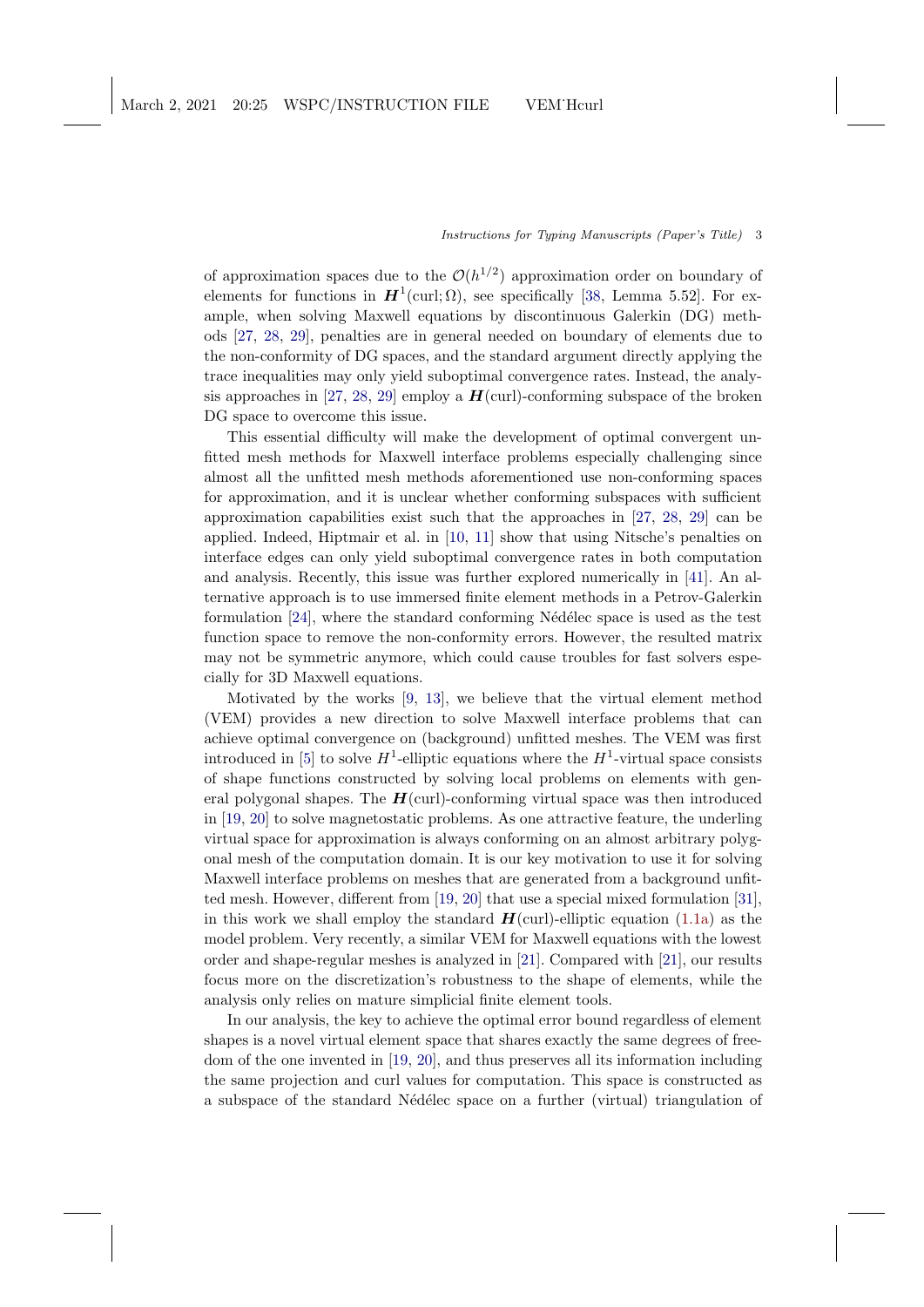of approximation spaces due to the $\mathcal{O}(h^{1/2})$ approximation order on boundary of elements for functions in $\boldsymbol{H}^1(\mathrm{curl};\Omega)$, see specifically [38, Lemma 5.52]. For example, when solving Maxwell equations by discontinuous Galerkin (DG) methods [27, 28, 29], penalties are in general needed on boundary of elements due to the non-conformity of DG spaces, and the standard argument directly applying the trace inequalities may only yield suboptimal convergence rates. Instead, the analysis approaches in [27, 28, 29] employ a $\boldsymbol{H}(\mathrm{curl})$-conforming subspace of the broken DG space to overcome this issue.

This essential difficulty will make the development of optimal convergent unfitted mesh methods for Maxwell interface problems especially challenging since almost all the unfitted mesh methods aforementioned use non-conforming spaces for approximation, and it is unclear whether conforming subspaces with sufficient approximation capabilities exist such that the approaches in [27, 28, 29] can be applied. Indeed, Hiptmair et al. in [10, 11] show that using Nitsche's penalties on interface edges can only yield suboptimal convergence rates in both computation and analysis. Recently, this issue was further explored numerically in [41]. An alternative approach is to use immersed finite element methods in a Petrov-Galerkin formulation [24], where the standard conforming Nédélec space is used as the test function space to remove the non-conformity errors. However, the resulted matrix may not be symmetric anymore, which could cause troubles for fast solvers especially for 3D Maxwell equations.

Motivated by the works [9, 13], we believe that the virtual element method (VEM) provides a new direction to solve Maxwell interface problems that can achieve optimal convergence on (background) unfitted meshes. The VEM was first introduced in [5] to solve $H^1$-elliptic equations where the $H^1$-virtual space consists of shape functions constructed by solving local problems on elements with general polygonal shapes. The $\boldsymbol{H}(\mathrm{curl})$-conforming virtual space was then introduced in [19, 20] to solve magnetostatic problems. As one attractive feature, the underling virtual space for approximation is always conforming on an almost arbitrary polygonal mesh of the computation domain. It is our key motivation to use it for solving Maxwell interface problems on meshes that are generated from a background unfitted mesh. However, different from [19, 20] that use a special mixed formulation [31], in this work we shall employ the standard $\boldsymbol{H}(\mathrm{curl})$-elliptic equation (1.1a) as the model problem. Very recently, a similar VEM for Maxwell equations with the lowest order and shape-regular meshes is analyzed in [21]. Compared with [21], our results focus more on the discretization's robustness to the shape of elements, while the analysis only relies on mature simplicial finite element tools.

In our analysis, the key to achieve the optimal error bound regardless of element shapes is a novel virtual element space that shares exactly the same degrees of freedom of the one invented in [19, 20], and thus preserves all its information including the same projection and curl values for computation. This space is constructed as a subspace of the standard Nédélec space on a further (virtual) triangulation of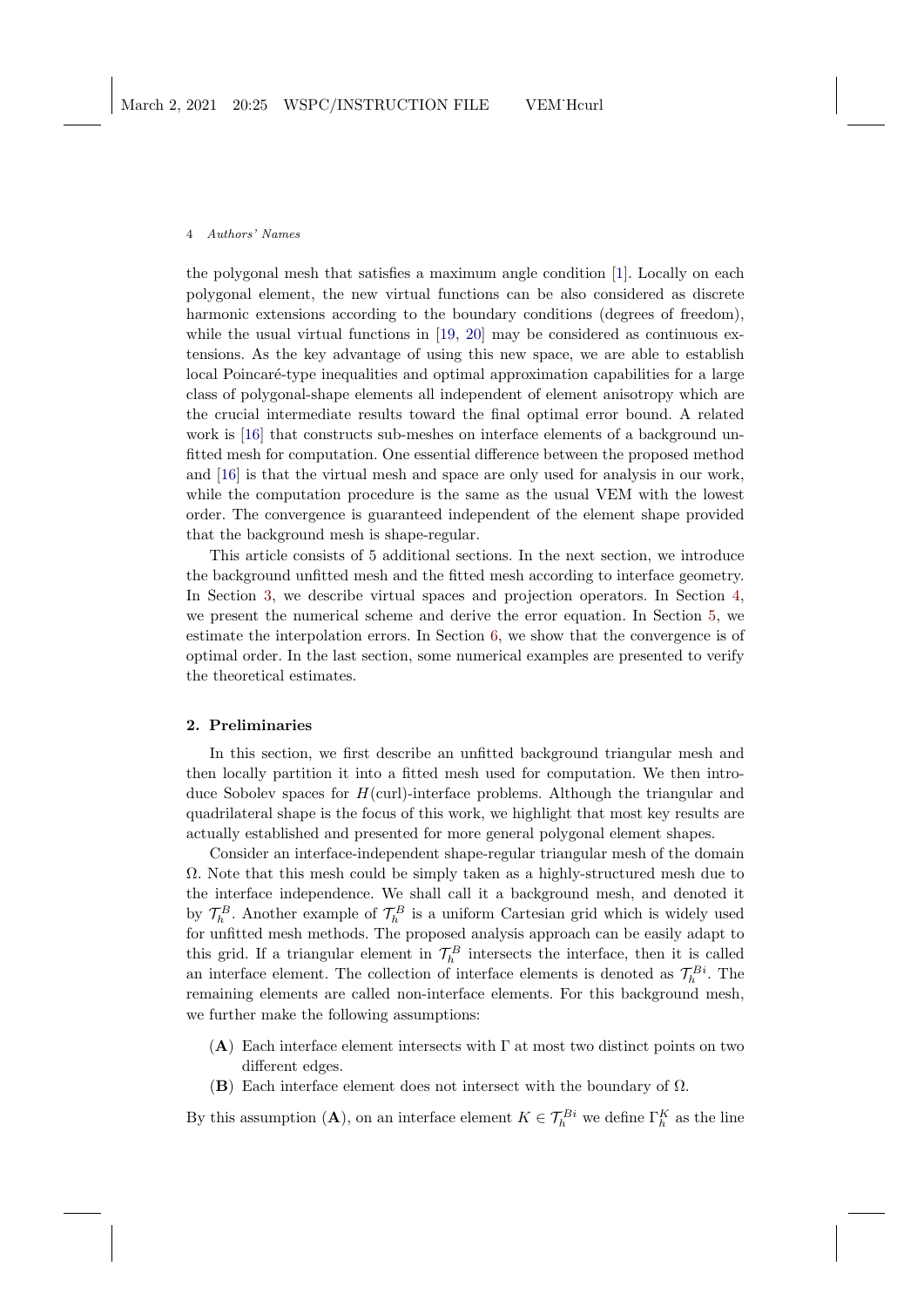the polygonal mesh that satisfies a maximum angle condition [1]. Locally on each polygonal element, the new virtual functions can be also considered as discrete harmonic extensions according to the boundary conditions (degrees of freedom), while the usual virtual functions in [19, 20] may be considered as continuous extensions. As the key advantage of using this new space, we are able to establish local Poincaré-type inequalities and optimal approximation capabilities for a large class of polygonal-shape elements all independent of element anisotropy which are the crucial intermediate results toward the final optimal error bound. A related work is [16] that constructs sub-meshes on interface elements of a background unfitted mesh for computation. One essential difference between the proposed method and [16] is that the virtual mesh and space are only used for analysis in our work, while the computation procedure is the same as the usual VEM with the lowest order. The convergence is guaranteed independent of the element shape provided that the background mesh is shape-regular.

This article consists of 5 additional sections. In the next section, we introduce the background unfitted mesh and the fitted mesh according to interface geometry. In Section 3, we describe virtual spaces and projection operators. In Section 4, we present the numerical scheme and derive the error equation. In Section 5, we estimate the interpolation errors. In Section 6, we show that the convergence is of optimal order. In the last section, some numerical examples are presented to verify the theoretical estimates.

## 2. Preliminaries

In this section, we first describe an unfitted background triangular mesh and then locally partition it into a fitted mesh used for computation. We then introduce Sobolev spaces for $H(\text{curl})$-interface problems. Although the triangular and quadrilateral shape is the focus of this work, we highlight that most key results are actually established and presented for more general polygonal element shapes.

Consider an interface-independent shape-regular triangular mesh of the domain $\Omega$. Note that this mesh could be simply taken as a highly-structured mesh due to the interface independence. We shall call it a background mesh, and denoted it by $\mathcal{T}_h^B$. Another example of $\mathcal{T}_h^B$ is a uniform Cartesian grid which is widely used for unfitted mesh methods. The proposed analysis approach can be easily adapt to this grid. If a triangular element in $\mathcal{T}_h^B$ intersects the interface, then it is called an interface element. The collection of interface elements is denoted as $\mathcal{T}_h^{Bi}$. The remaining elements are called non-interface elements. For this background mesh, we further make the following assumptions:

- (**A**) Each interface element intersects with $\Gamma$ at most two distinct points on two different edges.
- (**B**) Each interface element does not intersect with the boundary of $\Omega$.

By this assumption (**A**), on an interface element $K \in \mathcal{T}_h^{Bi}$ we define $\Gamma_h^K$ as the line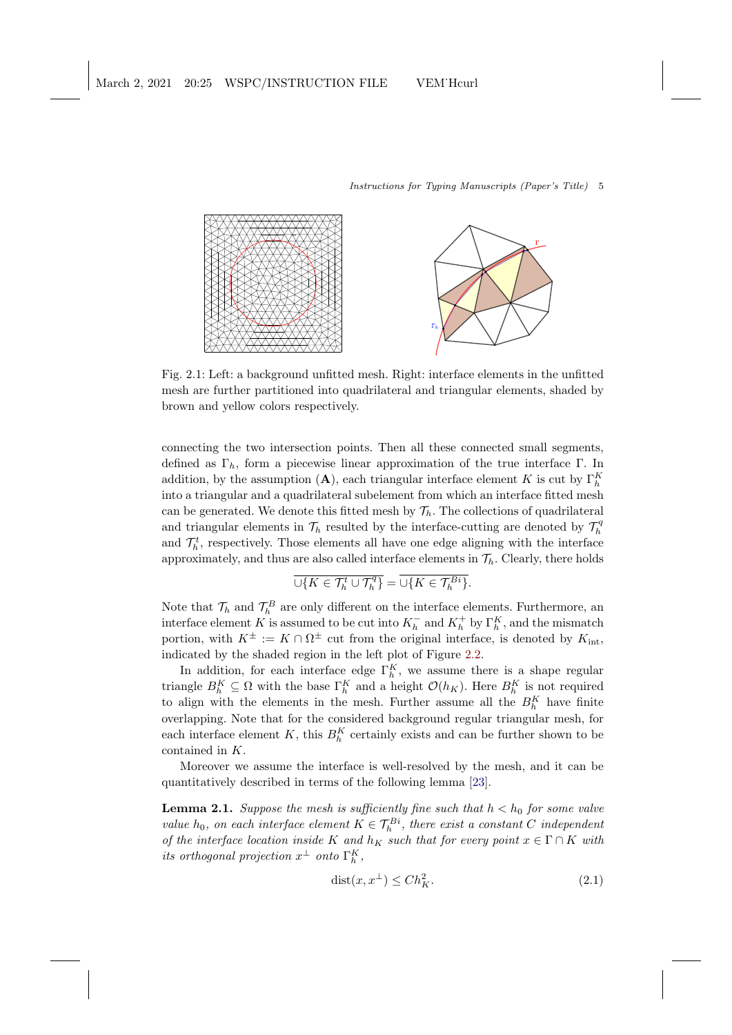Fig. 2.1: Left: a background unfitted mesh. Right: interface elements in the unfitted mesh are further partitioned into quadrilateral and triangular elements, shaded by brown and yellow colors respectively.

connecting the two intersection points. Then all these connected small segments, defined as $\Gamma_h$, form a piecewise linear approximation of the true interface $\Gamma$. In addition, by the assumption (**A**), each triangular interface element $K$ is cut by $\Gamma^K_h$ into a triangular and a quadrilateral subelement from which an interface fitted mesh can be generated. We denote this fitted mesh by $\mathcal{T}_h$. The collections of quadrilateral and triangular elements in $\mathcal{T}_h$ resulted by the interface-cutting are denoted by $\mathcal{T}^q_h$ and $\mathcal{T}^t_h$, respectively. Those elements all have one edge aligning with the interface approximately, and thus are also called interface elements in $\mathcal{T}_h$. Clearly, there holds

$$\overline{\cup\{K \in \mathcal{T}^t_h \cup \mathcal{T}^q_h\}} = \overline{\cup\{K \in \mathcal{T}^{Bi}_h\}}.$$

Note that $\mathcal{T}_h$ and $\mathcal{T}^B_h$ are only different on the interface elements. Furthermore, an interface element $K$ is assumed to be cut into $K^-_h$ and $K^+_h$ by $\Gamma^K_h$, and the mismatch portion, with $K^\pm := K \cap \Omega^\pm$ cut from the original interface, is denoted by $K_{\text{int}}$, indicated by the shaded region in the left plot of Figure 2.2.

In addition, for each interface edge $\Gamma^K_h$, we assume there is a shape regular triangle $B^K_h \subseteq \Omega$ with the base $\Gamma^K_h$ and a height $\mathcal{O}(h_K)$. Here $B^K_h$ is not required to align with the elements in the mesh. Further assume all the $B^K_h$ have finite overlapping. Note that for the considered background regular triangular mesh, for each interface element $K$, this $B^K_h$ certainly exists and can be further shown to be contained in $K$.

Moreover we assume the interface is well-resolved by the mesh, and it can be quantitatively described in terms of the following lemma [23].

**Lemma 2.1.** *Suppose the mesh is sufficiently fine such that $h < h_0$ for some valve value $h_0$, on each interface element $K \in \mathcal{T}^{Bi}_h$, there exist a constant $C$ independent of the interface location inside $K$ and $h_K$ such that for every point $x \in \Gamma \cap K$ with its orthogonal projection $x^\perp$ onto $\Gamma^K_h$,*

$$\text{dist}(x, x^\perp) \leq C h^2_K. \tag{2.1}$$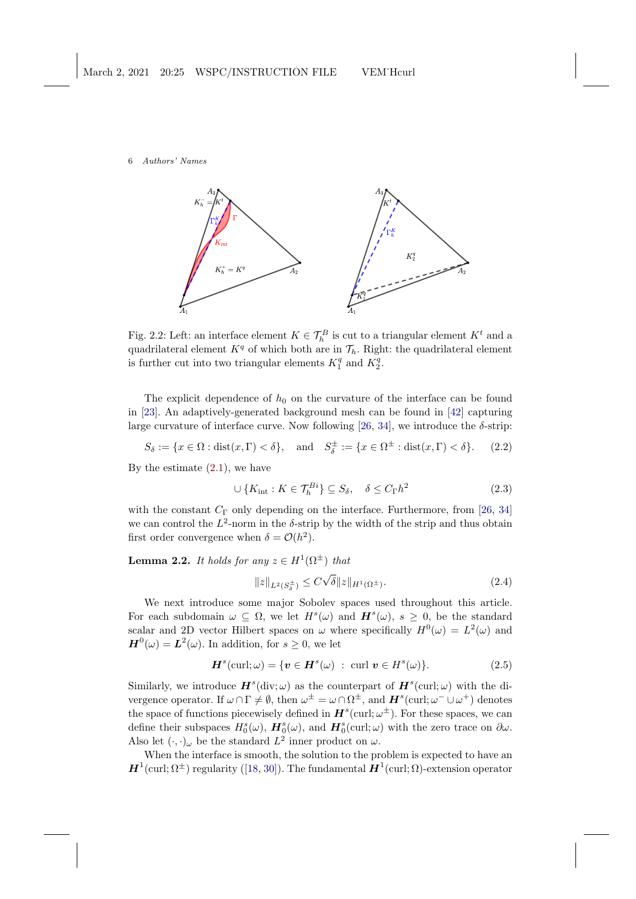Fig. 2.2: Left: an interface element $K \in \mathcal{T}_h^B$ is cut to a triangular element $K^t$ and a quadrilateral element $K^q$ of which both are in $\mathcal{T}_h$. Right: the quadrilateral element is further cut into two triangular elements $K_1^q$ and $K_2^q$.

The explicit dependence of $h_0$ on the curvature of the interface can be found in [23]. An adaptively-generated background mesh can be found in [42] capturing large curvature of interface curve. Now following [26, 34], we introduce the $\delta$-strip:

$$S_\delta := \{x \in \Omega : \mathrm{dist}(x, \Gamma) < \delta\}, \quad \text{and} \quad S_\delta^\pm := \{x \in \Omega^\pm : \mathrm{dist}(x, \Gamma) < \delta\}. \tag{2.2}$$

By the estimate (2.1), we have

$$\cup \{K_{\mathrm{int}} : K \in \mathcal{T}_h^{Bi}\} \subseteq S_\delta, \quad \delta \leq C_\Gamma h^2 \tag{2.3}$$

with the constant $C_\Gamma$ only depending on the interface. Furthermore, from [26, 34] we can control the $L^2$-norm in the $\delta$-strip by the width of the strip and thus obtain first order convergence when $\delta = \mathcal{O}(h^2)$.

**Lemma 2.2.** *It holds for any $z \in H^1(\Omega^\pm)$ that*

$$\|z\|_{L^2(S_\delta^\pm)} \leq C\sqrt{\delta}\|z\|_{H^1(\Omega^\pm)}. \tag{2.4}$$

We next introduce some major Sobolev spaces used throughout this article. For each subdomain $\omega \subseteq \Omega$, we let $H^s(\omega)$ and $\boldsymbol{H}^s(\omega)$, $s \geq 0$, be the standard scalar and 2D vector Hilbert spaces on $\omega$ where specifically $H^0(\omega) = L^2(\omega)$ and $\boldsymbol{H}^0(\omega) = \boldsymbol{L}^2(\omega)$. In addition, for $s \geq 0$, we let

$$\boldsymbol{H}^s(\mathrm{curl}; \omega) = \{\boldsymbol{v} \in \boldsymbol{H}^s(\omega) \ : \ \mathrm{curl}\ \boldsymbol{v} \in H^s(\omega)\}. \tag{2.5}$$

Similarly, we introduce $\boldsymbol{H}^s(\mathrm{div}; \omega)$ as the counterpart of $\boldsymbol{H}^s(\mathrm{curl}; \omega)$ with the divergence operator. If $\omega \cap \Gamma \neq \emptyset$, then $\omega^\pm = \omega \cap \Omega^\pm$, and $\boldsymbol{H}^s(\mathrm{curl}; \omega^- \cup \omega^+)$ denotes the space of functions piecewisely defined in $\boldsymbol{H}^s(\mathrm{curl}; \omega^\pm)$. For these spaces, we can define their subspaces $H_0^s(\omega)$, $\boldsymbol{H}_0^s(\omega)$, and $\boldsymbol{H}_0^s(\mathrm{curl}; \omega)$ with the zero trace on $\partial\omega$. Also let $(\cdot, \cdot)_\omega$ be the standard $L^2$ inner product on $\omega$.

When the interface is smooth, the solution to the problem is expected to have an $\boldsymbol{H}^1(\mathrm{curl}; \Omega^\pm)$ regularity ([18, 30]). The fundamental $\boldsymbol{H}^1(\mathrm{curl}; \Omega)$-extension operator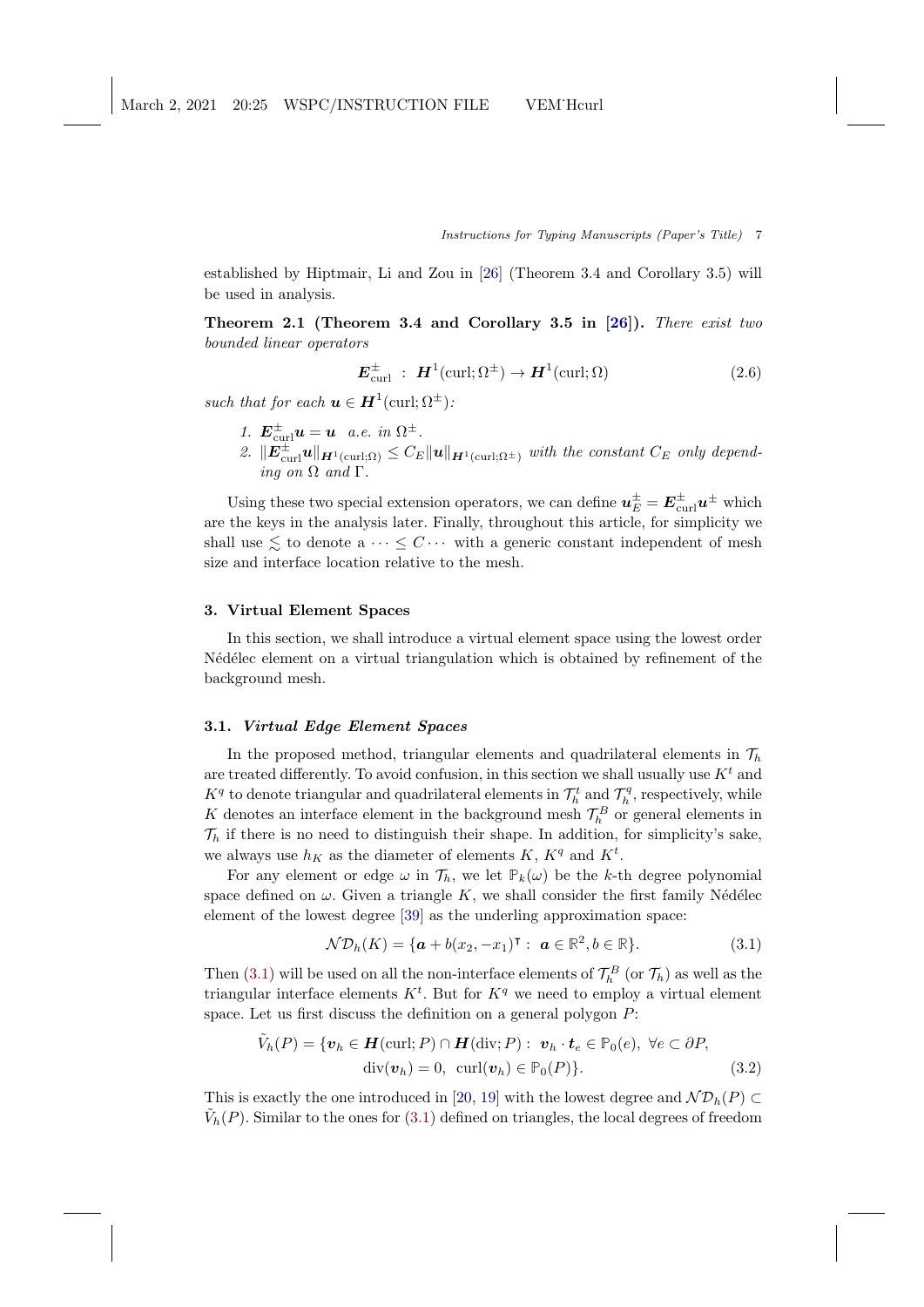established by Hiptmair, Li and Zou in [26] (Theorem 3.4 and Corollary 3.5) will be used in analysis.

**Theorem 2.1 (Theorem 3.4 and Corollary 3.5 in [26]).** *There exist two bounded linear operators*

$$\mathbf{E}^{\pm}_{\mathrm{curl}} \ : \ \mathbf{H}^1(\mathrm{curl};\Omega^{\pm}) \to \mathbf{H}^1(\mathrm{curl};\Omega) \tag{2.6}$$

*such that for each $\mathbf{u} \in \mathbf{H}^1(\mathrm{curl};\Omega^{\pm})$:*

1. $\mathbf{E}^{\pm}_{\mathrm{curl}}\mathbf{u} = \mathbf{u}$ *a.e. in* $\Omega^{\pm}$.
2. $\|\mathbf{E}^{\pm}_{\mathrm{curl}}\mathbf{u}\|_{\mathbf{H}^1(\mathrm{curl};\Omega)} \leq C_E \|\mathbf{u}\|_{\mathbf{H}^1(\mathrm{curl};\Omega^{\pm})}$ *with the constant $C_E$ only depending on $\Omega$ and $\Gamma$.*

Using these two special extension operators, we can define $\mathbf{u}^{\pm}_E = \mathbf{E}^{\pm}_{\mathrm{curl}}\mathbf{u}^{\pm}$ which are the keys in the analysis later. Finally, throughout this article, for simplicity we shall use $\lesssim$ to denote a $\cdots \leq C \cdots$ with a generic constant independent of mesh size and interface location relative to the mesh.

## 3. Virtual Element Spaces

In this section, we shall introduce a virtual element space using the lowest order Nédélec element on a virtual triangulation which is obtained by refinement of the background mesh.

### 3.1. *Virtual Edge Element Spaces*

In the proposed method, triangular elements and quadrilateral elements in $\mathcal{T}_h$ are treated differently. To avoid confusion, in this section we shall usually use $K^t$ and $K^q$ to denote triangular and quadrilateral elements in $\mathcal{T}^t_h$ and $\mathcal{T}^q_h$, respectively, while $K$ denotes an interface element in the background mesh $\mathcal{T}^B_h$ or general elements in $\mathcal{T}_h$ if there is no need to distinguish their shape. In addition, for simplicity's sake, we always use $h_K$ as the diameter of elements $K$, $K^q$ and $K^t$.

For any element or edge $\omega$ in $\mathcal{T}_h$, we let $\mathbb{P}_k(\omega)$ be the $k$-th degree polynomial space defined on $\omega$. Given a triangle $K$, we shall consider the first family Nédélec element of the lowest degree [39] as the underling approximation space:

$$\mathcal{ND}_h(K) = \{\mathbf{a} + b(x_2, -x_1)^{\intercal} : \ \mathbf{a} \in \mathbb{R}^2, b \in \mathbb{R}\}. \tag{3.1}$$

Then (3.1) will be used on all the non-interface elements of $\mathcal{T}^B_h$ (or $\mathcal{T}_h$) as well as the triangular interface elements $K^t$. But for $K^q$ we need to employ a virtual element space. Let us first discuss the definition on a general polygon $P$:

$$\begin{aligned}\tilde{V}_h(P) = \{\mathbf{v}_h \in \mathbf{H}(\mathrm{curl};P) \cap \mathbf{H}(\mathrm{div};P) : \ &\mathbf{v}_h \cdot \mathbf{t}_e \in \mathbb{P}_0(e), \ \forall e \subset \partial P, \\ &\mathrm{div}(\mathbf{v}_h) = 0, \ \mathrm{curl}(\mathbf{v}_h) \in \mathbb{P}_0(P)\}. \end{aligned} \tag{3.2}$$

This is exactly the one introduced in [20, 19] with the lowest degree and $\mathcal{ND}_h(P) \subset \tilde{V}_h(P)$. Similar to the ones for (3.1) defined on triangles, the local degrees of freedom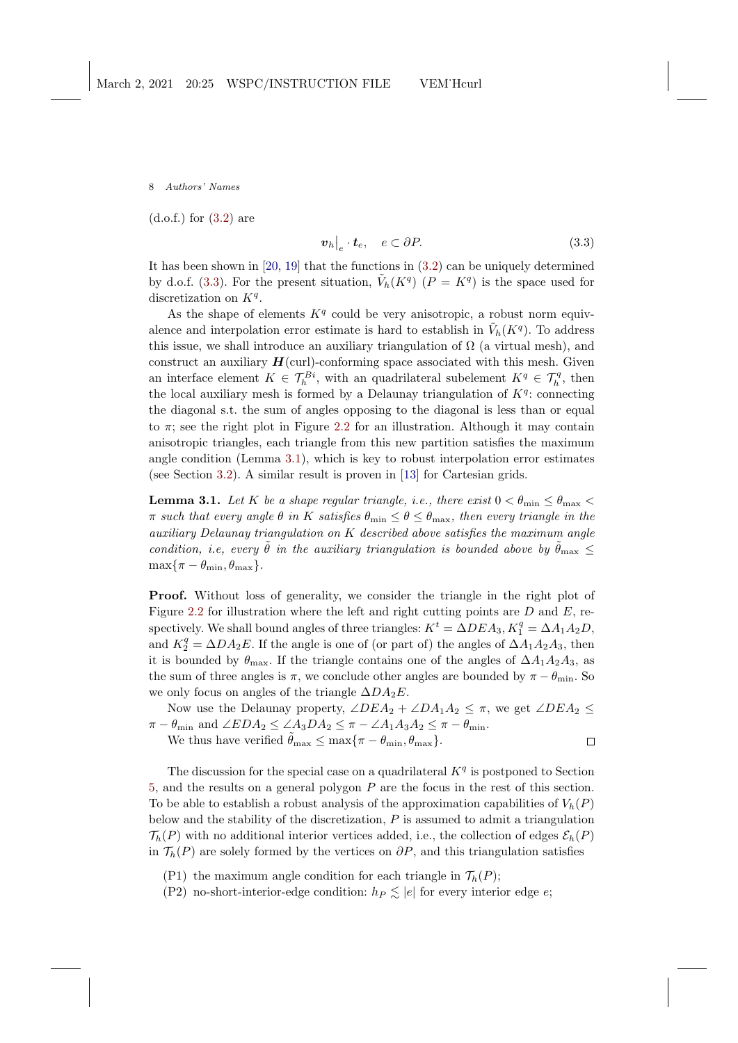(d.o.f.) for (3.2) are

$$\boldsymbol{v}_h\big|_e \cdot \boldsymbol{t}_e, \quad e \subset \partial P. \tag{3.3}$$

It has been shown in [20, 19] that the functions in (3.2) can be uniquely determined by d.o.f. (3.3). For the present situation, $\tilde{V}_h(K^q)$ ($P = K^q$) is the space used for discretization on $K^q$.

As the shape of elements $K^q$ could be very anisotropic, a robust norm equivalence and interpolation error estimate is hard to establish in $\tilde{V}_h(K^q)$. To address this issue, we shall introduce an auxiliary triangulation of $\Omega$ (a virtual mesh), and construct an auxiliary $\boldsymbol{H}(\text{curl})$-conforming space associated with this mesh. Given an interface element $K \in \mathcal{T}_h^{Bi}$, with an quadrilateral subelement $K^q \in \mathcal{T}_h^q$, then the local auxiliary mesh is formed by a Delaunay triangulation of $K^q$: connecting the diagonal s.t. the sum of angles opposing to the diagonal is less than or equal to $\pi$; see the right plot in Figure 2.2 for an illustration. Although it may contain anisotropic triangles, each triangle from this new partition satisfies the maximum angle condition (Lemma 3.1), which is key to robust interpolation error estimates (see Section 3.2). A similar result is proven in [13] for Cartesian grids.

**Lemma 3.1.** *Let $K$ be a shape regular triangle, i.e., there exist $0 < \theta_{\min} \le \theta_{\max} < \pi$ such that every angle $\theta$ in $K$ satisfies $\theta_{\min} \le \theta \le \theta_{\max}$, then every triangle in the auxiliary Delaunay triangulation on $K$ described above satisfies the maximum angle condition, i.e, every $\tilde{\theta}$ in the auxiliary triangulation is bounded above by $\tilde{\theta}_{\max} \le \max\{\pi - \theta_{\min}, \theta_{\max}\}$.*

**Proof.** Without loss of generality, we consider the triangle in the right plot of Figure 2.2 for illustration where the left and right cutting points are $D$ and $E$, respectively. We shall bound angles of three triangles: $K^t = \Delta DEA_3, K_1^q = \Delta A_1A_2D$, and $K_2^q = \Delta DA_2E$. If the angle is one of (or part of) the angles of $\Delta A_1A_2A_3$, then it is bounded by $\theta_{\max}$. If the triangle contains one of the angles of $\Delta A_1A_2A_3$, as the sum of three angles is $\pi$, we conclude other angles are bounded by $\pi - \theta_{\min}$. So we only focus on angles of the triangle $\Delta DA_2E$.

Now use the Delaunay property, $\angle DEA_2 + \angle DA_1A_2 \le \pi$, we get $\angle DEA_2 \le \pi - \theta_{\min}$ and $\angle EDA_2 \le \angle A_3DA_2 \le \pi - \angle A_1A_3A_2 \le \pi - \theta_{\min}$.

We thus have verified $\tilde{\theta}_{\max} \le \max\{\pi - \theta_{\min}, \theta_{\max}\}$. $\square$

The discussion for the special case on a quadrilateral $K^q$ is postponed to Section 5, and the results on a general polygon $P$ are the focus in the rest of this section. To be able to establish a robust analysis of the approximation capabilities of $V_h(P)$ below and the stability of the discretization, $P$ is assumed to admit a triangulation $\mathcal{T}_h(P)$ with no additional interior vertices added, i.e., the collection of edges $\mathcal{E}_h(P)$ in $\mathcal{T}_h(P)$ are solely formed by the vertices on $\partial P$, and this triangulation satisfies

(P1) the maximum angle condition for each triangle in $\mathcal{T}_h(P)$;

(P2) no-short-interior-edge condition: $h_P \lesssim |e|$ for every interior edge $e$;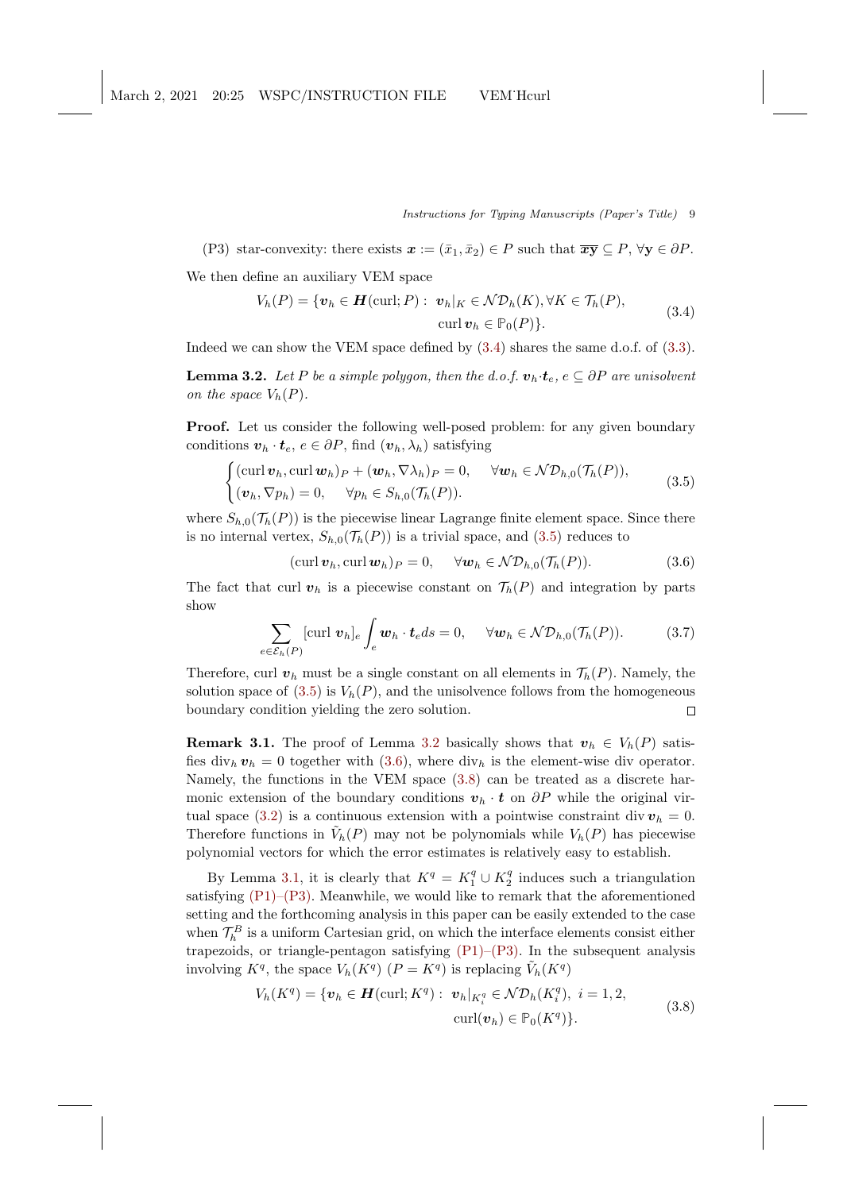(P3) star-convexity: there exists $\boldsymbol{x} := (\bar{x}_1, \bar{x}_2) \in P$ such that $\overline{\boldsymbol{x}\mathbf{y}} \subseteq P$, $\forall \mathbf{y} \in \partial P$.

We then define an auxiliary VEM space

$$
\begin{aligned}
V_h(P) = \{\boldsymbol{v}_h \in \boldsymbol{H}(\mathrm{curl}; P): \ & \boldsymbol{v}_h|_K \in \mathcal{ND}_h(K), \forall K \in \mathcal{T}_h(P), \\
& \mathrm{curl}\, \boldsymbol{v}_h \in \mathbb{P}_0(P)\}.
\end{aligned}
\tag{3.4}
$$

Indeed we can show the VEM space defined by (3.4) shares the same d.o.f. of (3.3).

**Lemma 3.2.** *Let $P$ be a simple polygon, then the d.o.f. $\boldsymbol{v}_h \cdot \boldsymbol{t}_e$, $e \subseteq \partial P$ are unisolvent on the space $V_h(P)$.*

**Proof.** Let us consider the following well-posed problem: for any given boundary conditions $\boldsymbol{v}_h \cdot \boldsymbol{t}_e$, $e \in \partial P$, find $(\boldsymbol{v}_h, \lambda_h)$ satisfying

$$
\begin{cases}
(\mathrm{curl}\, \boldsymbol{v}_h, \mathrm{curl}\, \boldsymbol{w}_h)_P + (\boldsymbol{w}_h, \nabla \lambda_h)_P = 0, & \forall \boldsymbol{w}_h \in \mathcal{ND}_{h,0}(\mathcal{T}_h(P)), \\
(\boldsymbol{v}_h, \nabla p_h) = 0, & \forall p_h \in S_{h,0}(\mathcal{T}_h(P)).
\end{cases}
\tag{3.5}
$$

where $S_{h,0}(\mathcal{T}_h(P))$ is the piecewise linear Lagrange finite element space. Since there is no internal vertex, $S_{h,0}(\mathcal{T}_h(P))$ is a trivial space, and (3.5) reduces to

$$
(\mathrm{curl}\, \boldsymbol{v}_h, \mathrm{curl}\, \boldsymbol{w}_h)_P = 0, \quad \forall \boldsymbol{w}_h \in \mathcal{ND}_{h,0}(\mathcal{T}_h(P)).
\tag{3.6}
$$

The fact that curl $\boldsymbol{v}_h$ is a piecewise constant on $\mathcal{T}_h(P)$ and integration by parts show

$$
\sum_{e \in \mathcal{E}_h(P)} [\mathrm{curl}\ \boldsymbol{v}_h]_e \int_e \boldsymbol{w}_h \cdot \boldsymbol{t}_e ds = 0, \quad \forall \boldsymbol{w}_h \in \mathcal{ND}_{h,0}(\mathcal{T}_h(P)).
\tag{3.7}
$$

Therefore, curl $\boldsymbol{v}_h$ must be a single constant on all elements in $\mathcal{T}_h(P)$. Namely, the solution space of (3.5) is $V_h(P)$, and the unisolvence follows from the homogeneous boundary condition yielding the zero solution. □

**Remark 3.1.** The proof of Lemma 3.2 basically shows that $\boldsymbol{v}_h \in V_h(P)$ satisfies $\mathrm{div}_h\, \boldsymbol{v}_h = 0$ together with (3.6), where $\mathrm{div}_h$ is the element-wise div operator. Namely, the functions in the VEM space (3.8) can be treated as a discrete harmonic extension of the boundary conditions $\boldsymbol{v}_h \cdot \boldsymbol{t}$ on $\partial P$ while the original virtual space (3.2) is a continuous extension with a pointwise constraint $\mathrm{div}\, \boldsymbol{v}_h = 0$. Therefore functions in $\tilde{V}_h(P)$ may not be polynomials while $V_h(P)$ has piecewise polynomial vectors for which the error estimates is relatively easy to establish.

By Lemma 3.1, it is clearly that $K^q = K^q_1 \cup K^q_2$ induces such a triangulation satisfying (P1)–(P3). Meanwhile, we would like to remark that the aforementioned setting and the forthcoming analysis in this paper can be easily extended to the case when $\mathcal{T}_h^B$ is a uniform Cartesian grid, on which the interface elements consist either trapezoids, or triangle-pentagon satisfying (P1)–(P3). In the subsequent analysis involving $K^q$, the space $V_h(K^q)$ ($P = K^q$) is replacing $\tilde{V}_h(K^q)$

$$
\begin{aligned}
V_h(K^q) = \{\boldsymbol{v}_h \in \boldsymbol{H}(\mathrm{curl}; K^q): \ & \boldsymbol{v}_h|_{K^q_i} \in \mathcal{ND}_h(K^q_i), \ i = 1, 2, \\
& \mathrm{curl}(\boldsymbol{v}_h) \in \mathbb{P}_0(K^q)\}.
\end{aligned}
\tag{3.8}
$$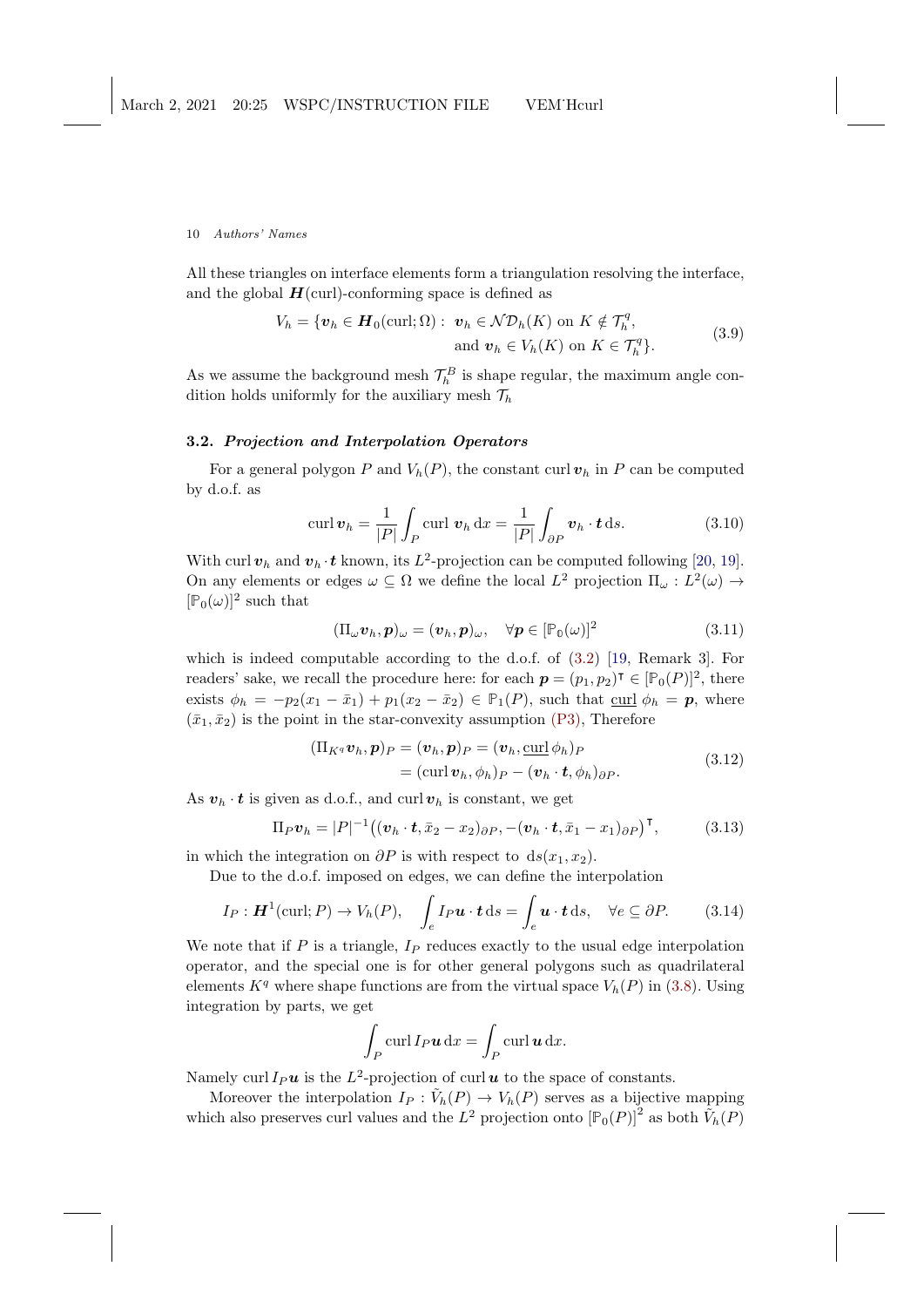All these triangles on interface elements form a triangulation resolving the interface, and the global $\boldsymbol{H}(\text{curl})$-conforming space is defined as

$$V_h = \{\boldsymbol{v}_h \in \boldsymbol{H}_0(\text{curl};\Omega) : \ \boldsymbol{v}_h \in \mathcal{ND}_h(K) \text{ on } K \notin \mathcal{T}_h^q, \\ \text{and } \boldsymbol{v}_h \in V_h(K) \text{ on } K \in \mathcal{T}_h^q\}. \tag{3.9}$$

As we assume the background mesh $\mathcal{T}_h^B$ is shape regular, the maximum angle condition holds uniformly for the auxiliary mesh $\mathcal{T}_h$

### 3.2. *Projection and Interpolation Operators*

For a general polygon $P$ and $V_h(P)$, the constant $\text{curl}\, \boldsymbol{v}_h$ in $P$ can be computed by d.o.f. as

$$\text{curl}\, \boldsymbol{v}_h = \frac{1}{|P|}\int_P \text{curl}\ \boldsymbol{v}_h \,\text{d}x = \frac{1}{|P|}\int_{\partial P} \boldsymbol{v}_h \cdot \boldsymbol{t} \,\text{d}s. \tag{3.10}$$

With $\text{curl}\, \boldsymbol{v}_h$ and $\boldsymbol{v}_h \cdot \boldsymbol{t}$ known, its $L^2$-projection can be computed following [20, 19]. On any elements or edges $\omega \subseteq \Omega$ we define the local $L^2$ projection $\Pi_\omega : L^2(\omega) \to [\mathbb{P}_0(\omega)]^2$ such that

$$(\Pi_\omega \boldsymbol{v}_h, \boldsymbol{p})_\omega = (\boldsymbol{v}_h, \boldsymbol{p})_\omega, \quad \forall \boldsymbol{p} \in [\mathbb{P}_0(\omega)]^2 \tag{3.11}$$

which is indeed computable according to the d.o.f. of (3.2) [19, Remark 3]. For readers' sake, we recall the procedure here: for each $\boldsymbol{p} = (p_1, p_2)^\intercal \in [\mathbb{P}_0(P)]^2$, there exists $\phi_h = -p_2(x_1 - \bar{x}_1) + p_1(x_2 - \bar{x}_2) \in \mathbb{P}_1(P)$, such that $\underline{\text{curl}}\ \phi_h = \boldsymbol{p}$, where $(\bar{x}_1, \bar{x}_2)$ is the point in the star-convexity assumption (P3), Therefore

$$\begin{aligned}(\Pi_{K^q} \boldsymbol{v}_h, \boldsymbol{p})_P &= (\boldsymbol{v}_h, \boldsymbol{p})_P = (\boldsymbol{v}_h, \underline{\text{curl}}\, \phi_h)_P \\ &= (\text{curl}\, \boldsymbol{v}_h, \phi_h)_P - (\boldsymbol{v}_h \cdot \boldsymbol{t}, \phi_h)_{\partial P}.\end{aligned} \tag{3.12}$$

As $\boldsymbol{v}_h \cdot \boldsymbol{t}$ is given as d.o.f., and $\text{curl}\, \boldsymbol{v}_h$ is constant, we get

$$\Pi_P \boldsymbol{v}_h = |P|^{-1}\big((\boldsymbol{v}_h \cdot \boldsymbol{t}, \bar{x}_2 - x_2)_{\partial P}, -(\boldsymbol{v}_h \cdot \boldsymbol{t}, \bar{x}_1 - x_1)_{\partial P}\big)^\intercal, \tag{3.13}$$

in which the integration on $\partial P$ is with respect to $\text{d}s(x_1, x_2)$.

Due to the d.o.f. imposed on edges, we can define the interpolation

$$I_P : \boldsymbol{H}^1(\text{curl}; P) \to V_h(P), \quad \int_e I_P \boldsymbol{u} \cdot \boldsymbol{t} \,\text{d}s = \int_e \boldsymbol{u} \cdot \boldsymbol{t} \,\text{d}s, \quad \forall e \subseteq \partial P. \tag{3.14}$$

We note that if $P$ is a triangle, $I_P$ reduces exactly to the usual edge interpolation operator, and the special one is for other general polygons such as quadrilateral elements $K^q$ where shape functions are from the virtual space $V_h(P)$ in (3.8). Using integration by parts, we get

$$\int_P \text{curl}\, I_P \boldsymbol{u} \,\text{d}x = \int_P \text{curl}\, \boldsymbol{u} \,\text{d}x.$$

Namely $\text{curl}\, I_P \boldsymbol{u}$ is the $L^2$-projection of $\text{curl}\, \boldsymbol{u}$ to the space of constants.

Moreover the interpolation $I_P : \tilde{V}_h(P) \to V_h(P)$ serves as a bijective mapping which also preserves curl values and the $L^2$ projection onto $\left[\mathbb{P}_0(P)\right]^2$ as both $\tilde{V}_h(P)$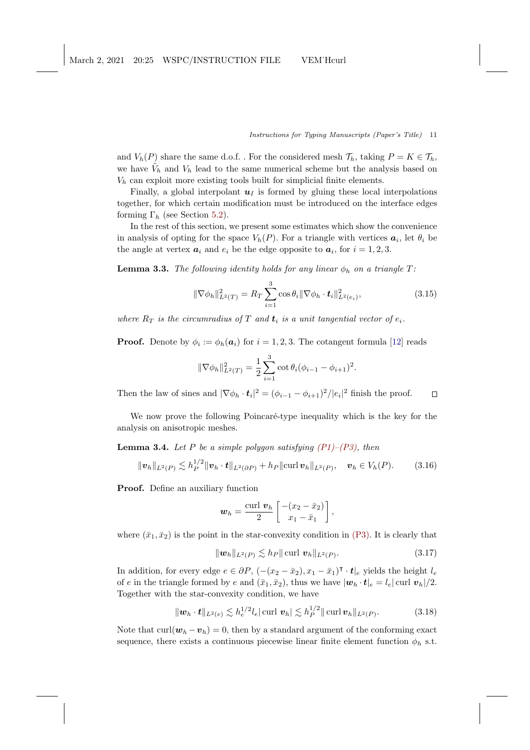and $V_h(P)$ share the same d.o.f. . For the considered mesh $\mathcal{T}_h$, taking $P = K \in \mathcal{T}_h$, we have $\tilde{V}_h$ and $V_h$ lead to the same numerical scheme but the analysis based on $V_h$ can exploit more existing tools built for simplicial finite elements.

Finally, a global interpolant $\boldsymbol{u}_I$ is formed by gluing these local interpolations together, for which certain modification must be introduced on the interface edges forming $\Gamma_h$ (see Section 5.2).

In the rest of this section, we present some estimates which show the convenience in analysis of opting for the space $V_h(P)$. For a triangle with vertices $\boldsymbol{a}_i$, let $\theta_i$ be the angle at vertex $\boldsymbol{a}_i$ and $e_i$ be the edge opposite to $\boldsymbol{a}_i$, for $i = 1, 2, 3$.

**Lemma 3.3.** *The following identity holds for any linear $\phi_h$ on a triangle $T$:*

$$\|\nabla\phi_h\|^2_{L^2(T)} = R_T \sum_{i=1}^{3} \cos\theta_i \|\nabla\phi_h \cdot \boldsymbol{t}_i\|^2_{L^2(e_i)}, \tag{3.15}$$

*where $R_T$ is the circumradius of $T$ and $\boldsymbol{t}_i$ is a unit tangential vector of $e_i$.*

**Proof.** Denote by $\phi_i := \phi_h(\boldsymbol{a}_i)$ for $i = 1, 2, 3$. The cotangent formula [12] reads

$$\|\nabla\phi_h\|^2_{L^2(T)} = \frac{1}{2}\sum_{i=1}^{3} \cot\theta_i (\phi_{i-1} - \phi_{i+1})^2.$$

Then the law of sines and $|\nabla\phi_h \cdot \boldsymbol{t}_i|^2 = (\phi_{i-1} - \phi_{i+1})^2/|e_i|^2$ finish the proof. $\square$

We now prove the following Poincaré-type inequality which is the key for the analysis on anisotropic meshes.

**Lemma 3.4.** *Let $P$ be a simple polygon satisfying (P1)–(P3), then*

$$\|\boldsymbol{v}_h\|_{L^2(P)} \lesssim h_P^{1/2} \|\boldsymbol{v}_h \cdot \boldsymbol{t}\|_{L^2(\partial P)} + h_P \|\mathrm{curl}\, \boldsymbol{v}_h\|_{L^2(P)}, \quad \boldsymbol{v}_h \in V_h(P). \tag{3.16}$$

**Proof.** Define an auxiliary function

$$\boldsymbol{w}_h = \frac{\mathrm{curl}\ \boldsymbol{v}_h}{2} \begin{bmatrix} -(x_2 - \bar{x}_2) \\ x_1 - \bar{x}_1 \end{bmatrix},$$

where $(\bar{x}_1, \bar{x}_2)$ is the point in the star-convexity condition in (P3). It is clearly that

$$\|\boldsymbol{w}_h\|_{L^2(P)} \lesssim h_P \|\ \mathrm{curl}\ \boldsymbol{v}_h\|_{L^2(P)}. \tag{3.17}$$

In addition, for every edge $e \in \partial P$, $(-(x_2 - \bar{x}_2), x_1 - \bar{x}_1)^{\intercal} \cdot \boldsymbol{t}|_e$ yields the height $l_e$ of $e$ in the triangle formed by $e$ and $(\bar{x}_1, \bar{x}_2)$, thus we have $|\boldsymbol{w}_h \cdot \boldsymbol{t}|_e = l_e|\ \mathrm{curl}\ \boldsymbol{v}_h|/2$. Together with the star-convexity condition, we have

$$\|\boldsymbol{w}_h \cdot \boldsymbol{t}\|_{L^2(e)} \lesssim h_e^{1/2} l_e |\ \mathrm{curl}\ \boldsymbol{v}_h| \lesssim h_P^{1/2} \|\ \mathrm{curl}\, \boldsymbol{v}_h\|_{L^2(P)}. \tag{3.18}$$

Note that $\mathrm{curl}(\boldsymbol{w}_h - \boldsymbol{v}_h) = 0$, then by a standard argument of the conforming exact sequence, there exists a continuous piecewise linear finite element function $\phi_h$ s.t.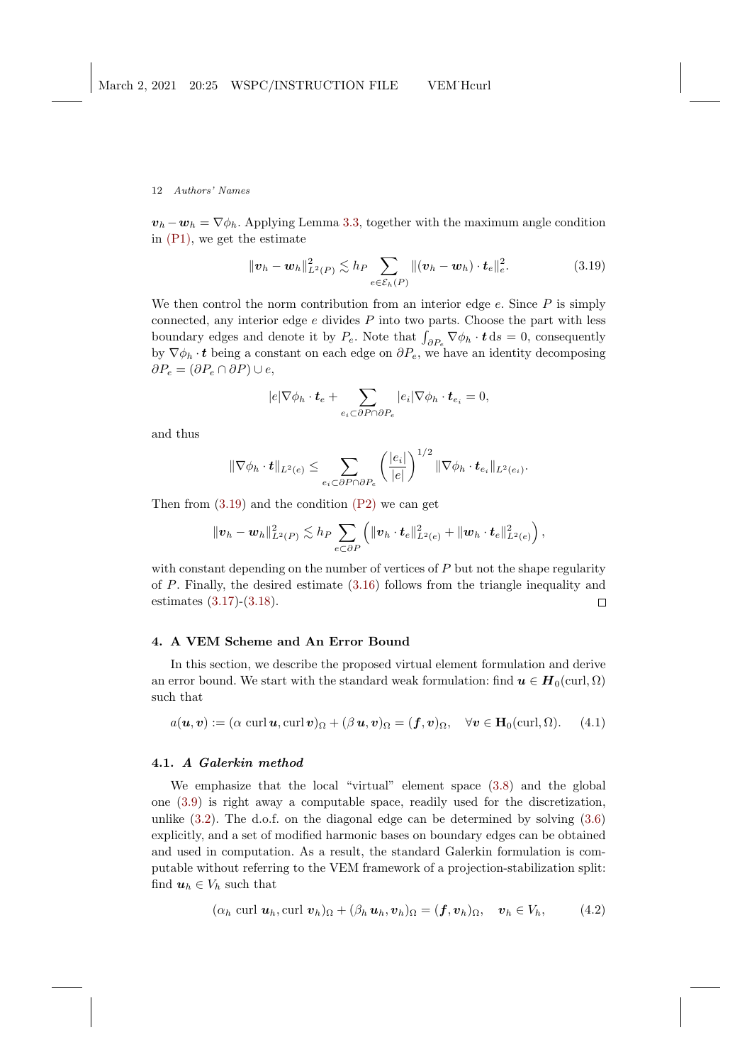$\boldsymbol{v}_h - \boldsymbol{w}_h = \nabla\phi_h$. Applying Lemma 3.3, together with the maximum angle condition in (P1), we get the estimate

$$\|\boldsymbol{v}_h - \boldsymbol{w}_h\|^2_{L^2(P)} \lesssim h_P \sum_{e\in\mathcal{E}_h(P)} \|(\boldsymbol{v}_h - \boldsymbol{w}_h)\cdot \boldsymbol{t}_e\|^2_e. \tag{3.19}$$

We then control the norm contribution from an interior edge $e$. Since $P$ is simply connected, any interior edge $e$ divides $P$ into two parts. Choose the part with less boundary edges and denote it by $P_e$. Note that $\int_{\partial P_e} \nabla\phi_h \cdot \boldsymbol{t}\,\mathrm{d}s = 0$, consequently by $\nabla\phi_h\cdot\boldsymbol{t}$ being a constant on each edge on $\partial P_e$, we have an identity decomposing $\partial P_e = (\partial P_e \cap \partial P)\cup e$,

$$|e|\nabla\phi_h\cdot\boldsymbol{t}_e + \sum_{e_i\subset \partial P\cap\partial P_e} |e_i|\nabla\phi_h\cdot\boldsymbol{t}_{e_i} = 0,$$

and thus

$$\|\nabla\phi_h\cdot\boldsymbol{t}\|_{L^2(e)} \le \sum_{e_i\subset \partial P\cap\partial P_e} \left(\frac{|e_i|}{|e|}\right)^{1/2} \|\nabla\phi_h\cdot\boldsymbol{t}_{e_i}\|_{L^2(e_i)}.$$

Then from (3.19) and the condition (P2) we can get

$$\|\boldsymbol{v}_h - \boldsymbol{w}_h\|^2_{L^2(P)} \lesssim h_P \sum_{e\subset\partial P} \left(\|\boldsymbol{v}_h\cdot\boldsymbol{t}_e\|^2_{L^2(e)} + \|\boldsymbol{w}_h\cdot\boldsymbol{t}_e\|^2_{L^2(e)}\right),$$

with constant depending on the number of vertices of $P$ but not the shape regularity of $P$. Finally, the desired estimate (3.16) follows from the triangle inequality and estimates (3.17)-(3.18). □

## 4. A VEM Scheme and An Error Bound

In this section, we describe the proposed virtual element formulation and derive an error bound. We start with the standard weak formulation: find $\boldsymbol{u}\in \boldsymbol{H}_0(\mathrm{curl},\Omega)$ such that

$$a(\boldsymbol{u},\boldsymbol{v}) := (\alpha\,\mathrm{curl}\,\boldsymbol{u}, \mathrm{curl}\,\boldsymbol{v})_\Omega + (\beta\,\boldsymbol{u},\boldsymbol{v})_\Omega = (\boldsymbol{f},\boldsymbol{v})_\Omega, \quad \forall \boldsymbol{v}\in \mathbf{H}_0(\mathrm{curl},\Omega). \tag{4.1}$$

### 4.1. *A Galerkin method*

We emphasize that the local "virtual" element space (3.8) and the global one (3.9) is right away a computable space, readily used for the discretization, unlike (3.2). The d.o.f. on the diagonal edge can be determined by solving (3.6) explicitly, and a set of modified harmonic bases on boundary edges can be obtained and used in computation. As a result, the standard Galerkin formulation is computable without referring to the VEM framework of a projection-stabilization split: find $\boldsymbol{u}_h\in V_h$ such that

$$(\alpha_h\ \mathrm{curl}\ \boldsymbol{u}_h, \mathrm{curl}\ \boldsymbol{v}_h)_\Omega + (\beta_h\,\boldsymbol{u}_h,\boldsymbol{v}_h)_\Omega = (\boldsymbol{f},\boldsymbol{v}_h)_\Omega, \quad \boldsymbol{v}_h\in V_h, \tag{4.2}$$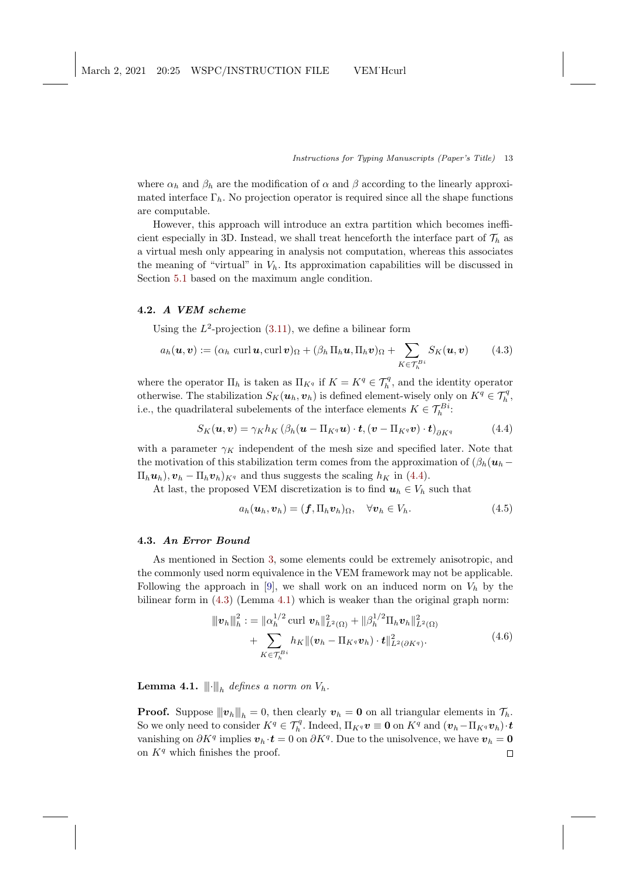where $\alpha_h$ and $\beta_h$ are the modification of $\alpha$ and $\beta$ according to the linearly approximated interface $\Gamma_h$. No projection operator is required since all the shape functions are computable.

However, this approach will introduce an extra partition which becomes inefficient especially in 3D. Instead, we shall treat henceforth the interface part of $\mathcal{T}_h$ as a virtual mesh only appearing in analysis not computation, whereas this associates the meaning of "virtual" in $V_h$. Its approximation capabilities will be discussed in Section 5.1 based on the maximum angle condition.

### 4.2. *A VEM scheme*

Using the $L^2$-projection (3.11), we define a bilinear form

$$a_h(\boldsymbol{u}, \boldsymbol{v}) := (\alpha_h \operatorname{curl} \boldsymbol{u}, \operatorname{curl} \boldsymbol{v})_\Omega + (\beta_h \Pi_h \boldsymbol{u}, \Pi_h \boldsymbol{v})_\Omega + \sum_{K \in \mathcal{T}_h^{Bi}} S_K(\boldsymbol{u}, \boldsymbol{v}) \tag{4.3}$$

where the operator $\Pi_h$ is taken as $\Pi_{K^q}$ if $K = K^q \in \mathcal{T}_h^q$, and the identity operator otherwise. The stabilization $S_K(\boldsymbol{u}_h, \boldsymbol{v}_h)$ is defined element-wisely only on $K^q \in \mathcal{T}_h^q$, i.e., the quadrilateral subelements of the interface elements $K \in \mathcal{T}_h^{Bi}$:

$$S_K(\boldsymbol{u}, \boldsymbol{v}) = \gamma_K h_K \left(\beta_h(\boldsymbol{u} - \Pi_{K^q}\boldsymbol{u}) \cdot \boldsymbol{t}, (\boldsymbol{v} - \Pi_{K^q}\boldsymbol{v}) \cdot \boldsymbol{t}\right)_{\partial K^q} \tag{4.4}$$

with a parameter $\gamma_K$ independent of the mesh size and specified later. Note that the motivation of this stabilization term comes from the approximation of $(\beta_h(\boldsymbol{u}_h - \Pi_h \boldsymbol{u}_h), \boldsymbol{v}_h - \Pi_h \boldsymbol{v}_h)_{K^q}$ and thus suggests the scaling $h_K$ in (4.4).

At last, the proposed VEM discretization is to find $\boldsymbol{u}_h \in V_h$ such that

$$a_h(\boldsymbol{u}_h, \boldsymbol{v}_h) = (\boldsymbol{f}, \Pi_h \boldsymbol{v}_h)_\Omega, \quad \forall \boldsymbol{v}_h \in V_h. \tag{4.5}$$

### 4.3. *An Error Bound*

As mentioned in Section 3, some elements could be extremely anisotropic, and the commonly used norm equivalence in the VEM framework may not be applicable. Following the approach in [9], we shall work on an induced norm on $V_h$ by the bilinear form in (4.3) (Lemma 4.1) which is weaker than the original graph norm:

$$\begin{aligned} |\!|\!| \boldsymbol{v}_h |\!|\!|_h^2 := & \|\alpha_h^{1/2} \operatorname{curl} \boldsymbol{v}_h\|^2_{L^2(\Omega)} + \|\beta_h^{1/2} \Pi_h \boldsymbol{v}_h\|^2_{L^2(\Omega)} \\ & + \sum_{K \in \mathcal{T}_h^{Bi}} h_K \|(\boldsymbol{v}_h - \Pi_{K^q} \boldsymbol{v}_h) \cdot \boldsymbol{t}\|^2_{L^2(\partial K^q)}. \end{aligned} \tag{4.6}$$

**Lemma 4.1.** *$|\!|\!|\cdot|\!|\!|_h$ defines a norm on $V_h$.*

**Proof.** Suppose $|\!|\!|\boldsymbol{v}_h|\!|\!|_h = 0$, then clearly $\boldsymbol{v}_h = \boldsymbol{0}$ on all triangular elements in $\mathcal{T}_h$. So we only need to consider $K^q \in \mathcal{T}_h^q$. Indeed, $\Pi_{K^q} \boldsymbol{v} \equiv \boldsymbol{0}$ on $K^q$ and $(\boldsymbol{v}_h - \Pi_{K^q}\boldsymbol{v}_h) \cdot \boldsymbol{t}$ vanishing on $\partial K^q$ implies $\boldsymbol{v}_h \cdot \boldsymbol{t} = 0$ on $\partial K^q$. Due to the unisolvence, we have $\boldsymbol{v}_h = \boldsymbol{0}$ on $K^q$ which finishes the proof. $\square$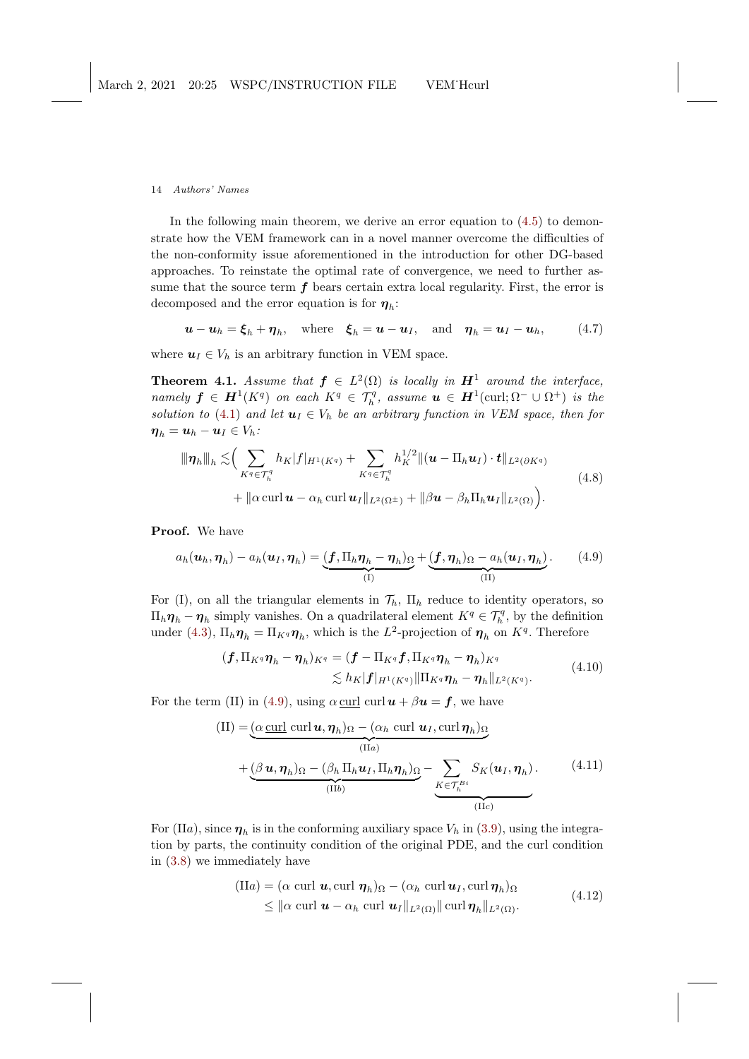In the following main theorem, we derive an error equation to (4.5) to demonstrate how the VEM framework can in a novel manner overcome the difficulties of the non-conformity issue aforementioned in the introduction for other DG-based approaches. To reinstate the optimal rate of convergence, we need to further assume that the source term $\boldsymbol{f}$ bears certain extra local regularity. First, the error is decomposed and the error equation is for $\boldsymbol{\eta}_h$:

$$
\boldsymbol{u} - \boldsymbol{u}_h = \boldsymbol{\xi}_h + \boldsymbol{\eta}_h, \quad \text{where} \quad \boldsymbol{\xi}_h = \boldsymbol{u} - \boldsymbol{u}_I, \quad \text{and} \quad \boldsymbol{\eta}_h = \boldsymbol{u}_I - \boldsymbol{u}_h, \tag{4.7}
$$

where $\boldsymbol{u}_I \in V_h$ is an arbitrary function in VEM space.

**Theorem 4.1.** *Assume that $\boldsymbol{f} \in L^2(\Omega)$ is locally in $\boldsymbol{H}^1$ around the interface, namely $\boldsymbol{f} \in \boldsymbol{H}^1(K^q)$ on each $K^q \in \mathcal{T}_h^q$, assume $\boldsymbol{u} \in \boldsymbol{H}^1(\mathrm{curl}; \Omega^- \cup \Omega^+)$ is the solution to (4.1) and let $\boldsymbol{u}_I \in V_h$ be an arbitrary function in VEM space, then for $\boldsymbol{\eta}_h = \boldsymbol{u}_h - \boldsymbol{u}_I \in V_h$:*

$$
\begin{aligned}
\|\!|\boldsymbol{\eta}_h|\!\|_h \lesssim \Big( & \sum_{K^q \in \mathcal{T}_h^q} h_K |f|_{H^1(K^q)} + \sum_{K^q \in \mathcal{T}_h^q} h_K^{1/2} \|(\boldsymbol{u} - \Pi_h \boldsymbol{u}_I) \cdot \boldsymbol{t}\|_{L^2(\partial K^q)} \\
& + \|\alpha \,\mathrm{curl}\, \boldsymbol{u} - \alpha_h \,\mathrm{curl}\, \boldsymbol{u}_I\|_{L^2(\Omega^\pm)} + \|\beta \boldsymbol{u} - \beta_h \Pi_h \boldsymbol{u}_I\|_{L^2(\Omega)} \Big).
\end{aligned} \tag{4.8}
$$

**Proof.** We have

$$
a_h(\boldsymbol{u}_h, \boldsymbol{\eta}_h) - a_h(\boldsymbol{u}_I, \boldsymbol{\eta}_h) = \underbrace{(\boldsymbol{f}, \Pi_h \boldsymbol{\eta}_h - \boldsymbol{\eta}_h)_\Omega}_{\text{(I)}} + \underbrace{(\boldsymbol{f}, \boldsymbol{\eta}_h)_\Omega - a_h(\boldsymbol{u}_I, \boldsymbol{\eta}_h)}_{\text{(II)}}. \tag{4.9}
$$

For (I), on all the triangular elements in $\mathcal{T}_h$, $\Pi_h$ reduce to identity operators, so $\Pi_h \boldsymbol{\eta}_h - \boldsymbol{\eta}_h$ simply vanishes. On a quadrilateral element $K^q \in \mathcal{T}_h^q$, by the definition under (4.3), $\Pi_h \boldsymbol{\eta}_h = \Pi_{K^q} \boldsymbol{\eta}_h$, which is the $L^2$-projection of $\boldsymbol{\eta}_h$ on $K^q$. Therefore

$$
\begin{aligned}
(\boldsymbol{f}, \Pi_{K^q} \boldsymbol{\eta}_h - \boldsymbol{\eta}_h)_{K^q} &= (\boldsymbol{f} - \Pi_{K^q} \boldsymbol{f}, \Pi_{K^q} \boldsymbol{\eta}_h - \boldsymbol{\eta}_h)_{K^q} \\
&\lesssim h_K |\boldsymbol{f}|_{H^1(K^q)} \|\Pi_{K^q} \boldsymbol{\eta}_h - \boldsymbol{\eta}_h\|_{L^2(K^q)}.
\end{aligned} \tag{4.10}
$$

For the term (II) in (4.9), using $\alpha \,\underline{\mathrm{curl}}\, \mathrm{curl}\, \boldsymbol{u} + \beta \boldsymbol{u} = \boldsymbol{f}$, we have

$$
\begin{aligned}
\text{(II)} = & \underbrace{(\alpha \,\underline{\mathrm{curl}}\, \mathrm{curl}\, \boldsymbol{u}, \boldsymbol{\eta}_h)_\Omega - (\alpha_h \,\mathrm{curl}\, \boldsymbol{u}_I, \mathrm{curl}\, \boldsymbol{\eta}_h)_\Omega}_{\text{(II}a)} \\
& + \underbrace{(\beta \,\boldsymbol{u}, \boldsymbol{\eta}_h)_\Omega - (\beta_h \,\Pi_h \boldsymbol{u}_I, \Pi_h \boldsymbol{\eta}_h)_\Omega}_{\text{(II}b)} - \underbrace{\sum_{K \in \mathcal{T}_h^{Bi}} S_K(\boldsymbol{u}_I, \boldsymbol{\eta}_h)}_{\text{(II}c)}.
\end{aligned} \tag{4.11}
$$

For (II$a$), since $\boldsymbol{\eta}_h$ is in the conforming auxiliary space $V_h$ in (3.9), using the integration by parts, the continuity condition of the original PDE, and the curl condition in (3.8) we immediately have

$$
\begin{aligned}
\text{(II}a) &= (\alpha \,\mathrm{curl}\, \boldsymbol{u}, \mathrm{curl}\, \boldsymbol{\eta}_h)_\Omega - (\alpha_h \,\mathrm{curl}\, \boldsymbol{u}_I, \mathrm{curl}\, \boldsymbol{\eta}_h)_\Omega \\
&\le \|\alpha \,\mathrm{curl}\, \boldsymbol{u} - \alpha_h \,\mathrm{curl}\, \boldsymbol{u}_I\|_{L^2(\Omega)} \|\mathrm{curl}\, \boldsymbol{\eta}_h\|_{L^2(\Omega)}.
\end{aligned} \tag{4.12}
$$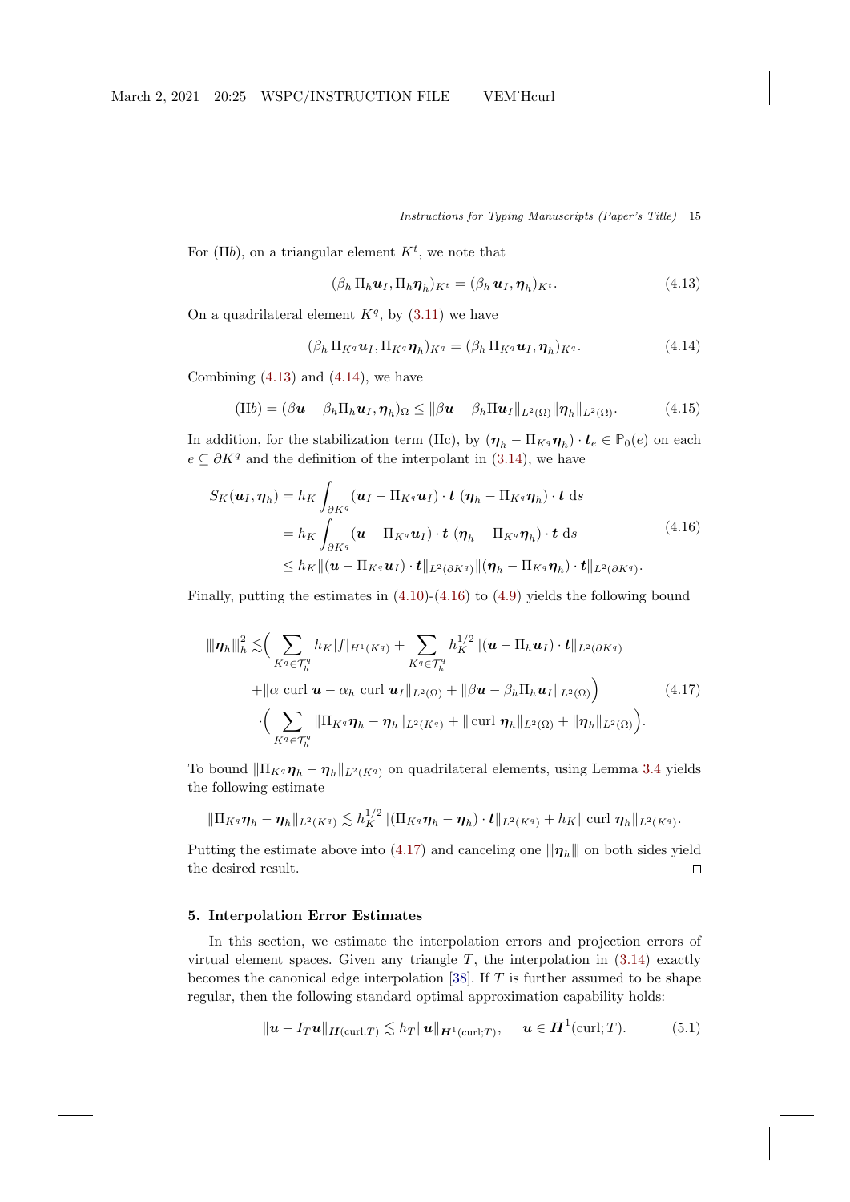For (II$b$), on a triangular element $K^t$, we note that

$$(\beta_h \, \Pi_h \boldsymbol{u}_I, \Pi_h \boldsymbol{\eta}_h)_{K^t} = (\beta_h \, \boldsymbol{u}_I, \boldsymbol{\eta}_h)_{K^t}. \tag{4.13}$$

On a quadrilateral element $K^q$, by (3.11) we have

$$(\beta_h \, \Pi_{K^q} \boldsymbol{u}_I, \Pi_{K^q} \boldsymbol{\eta}_h)_{K^q} = (\beta_h \, \Pi_{K^q} \boldsymbol{u}_I, \boldsymbol{\eta}_h)_{K^q}. \tag{4.14}$$

Combining (4.13) and (4.14), we have

$$(\mathrm{II}b) = (\beta \boldsymbol{u} - \beta_h \Pi_h \boldsymbol{u}_I, \boldsymbol{\eta}_h)_\Omega \leq \|\beta \boldsymbol{u} - \beta_h \Pi \boldsymbol{u}_I\|_{L^2(\Omega)} \|\boldsymbol{\eta}_h\|_{L^2(\Omega)}. \tag{4.15}$$

In addition, for the stabilization term (IIc), by $(\boldsymbol{\eta}_h - \Pi_{K^q}\boldsymbol{\eta}_h) \cdot \boldsymbol{t}_e \in \mathbb{P}_0(e)$ on each $e \subseteq \partial K^q$ and the definition of the interpolant in (3.14), we have

$$\begin{aligned}
S_K(\boldsymbol{u}_I, \boldsymbol{\eta}_h) &= h_K \int_{\partial K^q} (\boldsymbol{u}_I - \Pi_{K^q} \boldsymbol{u}_I) \cdot \boldsymbol{t} \; (\boldsymbol{\eta}_h - \Pi_{K^q} \boldsymbol{\eta}_h) \cdot \boldsymbol{t} \; \mathrm{d}s \\
&= h_K \int_{\partial K^q} (\boldsymbol{u} - \Pi_{K^q} \boldsymbol{u}_I) \cdot \boldsymbol{t} \; (\boldsymbol{\eta}_h - \Pi_{K^q} \boldsymbol{\eta}_h) \cdot \boldsymbol{t} \; \mathrm{d}s \\
&\leq h_K \|(\boldsymbol{u} - \Pi_{K^q} \boldsymbol{u}_I) \cdot \boldsymbol{t}\|_{L^2(\partial K^q)} \|(\boldsymbol{\eta}_h - \Pi_{K^q} \boldsymbol{\eta}_h) \cdot \boldsymbol{t}\|_{L^2(\partial K^q)}.
\end{aligned} \tag{4.16}$$

Finally, putting the estimates in (4.10)-(4.16) to (4.9) yields the following bound

$$\begin{aligned}
\|\!|\boldsymbol{\eta}_h|\!\|_h^2 \lesssim &\Big( \sum_{K^q \in \mathcal{T}_h^q} h_K |f|_{H^1(K^q)} + \sum_{K^q \in \mathcal{T}_h^q} h_K^{1/2} \|(\boldsymbol{u} - \Pi_h \boldsymbol{u}_I) \cdot \boldsymbol{t}\|_{L^2(\partial K^q)} \\
&+ \|\alpha \; \mathrm{curl} \; \boldsymbol{u} - \alpha_h \; \mathrm{curl} \; \boldsymbol{u}_I\|_{L^2(\Omega)} + \|\beta \boldsymbol{u} - \beta_h \Pi_h \boldsymbol{u}_I\|_{L^2(\Omega)} \Big) \\
&\cdot \Big( \sum_{K^q \in \mathcal{T}_h^q} \|\Pi_{K^q} \boldsymbol{\eta}_h - \boldsymbol{\eta}_h\|_{L^2(K^q)} + \|\, \mathrm{curl} \; \boldsymbol{\eta}_h\|_{L^2(\Omega)} + \|\boldsymbol{\eta}_h\|_{L^2(\Omega)} \Big).
\end{aligned} \tag{4.17}$$

To bound $\|\Pi_{K^q} \boldsymbol{\eta}_h - \boldsymbol{\eta}_h\|_{L^2(K^q)}$ on quadrilateral elements, using Lemma 3.4 yields the following estimate

$$\|\Pi_{K^q} \boldsymbol{\eta}_h - \boldsymbol{\eta}_h\|_{L^2(K^q)} \lesssim h_K^{1/2} \|(\Pi_{K^q} \boldsymbol{\eta}_h - \boldsymbol{\eta}_h) \cdot \boldsymbol{t}\|_{L^2(K^q)} + h_K \|\, \mathrm{curl} \; \boldsymbol{\eta}_h\|_{L^2(K^q)}.$$

Putting the estimate above into (4.17) and canceling one $\|\!|\boldsymbol{\eta}_h|\!\|$ on both sides yield the desired result. □

## 5. Interpolation Error Estimates

In this section, we estimate the interpolation errors and projection errors of virtual element spaces. Given any triangle $T$, the interpolation in (3.14) exactly becomes the canonical edge interpolation [38]. If $T$ is further assumed to be shape regular, then the following standard optimal approximation capability holds:

$$\|\boldsymbol{u} - I_T \boldsymbol{u}\|_{\boldsymbol{H}(\mathrm{curl};T)} \lesssim h_T \|\boldsymbol{u}\|_{\boldsymbol{H}^1(\mathrm{curl};T)}, \quad \boldsymbol{u} \in \boldsymbol{H}^1(\mathrm{curl};T). \tag{5.1}$$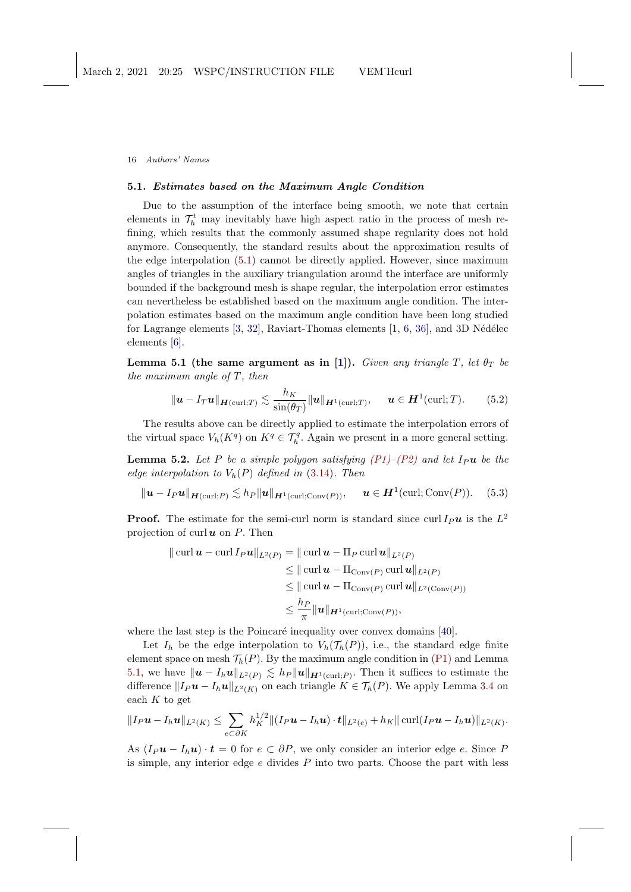### 5.1. *Estimates based on the Maximum Angle Condition*

Due to the assumption of the interface being smooth, we note that certain elements in $\mathcal{T}_h^t$ may inevitably have high aspect ratio in the process of mesh refining, which results that the commonly assumed shape regularity does not hold anymore. Consequently, the standard results about the approximation results of the edge interpolation (5.1) cannot be directly applied. However, since maximum angles of triangles in the auxiliary triangulation around the interface are uniformly bounded if the background mesh is shape regular, the interpolation error estimates can nevertheless be established based on the maximum angle condition. The interpolation estimates based on the maximum angle condition have been long studied for Lagrange elements [3, 32], Raviart-Thomas elements [1, 6, 36], and 3D Nédélec elements [6].

**Lemma 5.1 (the same argument as in [1]).** *Given any triangle $T$, let $\theta_T$ be the maximum angle of $T$, then*

$$\|\boldsymbol{u} - I_T \boldsymbol{u}\|_{\boldsymbol{H}(\mathrm{curl};T)} \lesssim \frac{h_K}{\sin(\theta_T)} \|\boldsymbol{u}\|_{\boldsymbol{H}^1(\mathrm{curl};T)}, \qquad \boldsymbol{u} \in \boldsymbol{H}^1(\mathrm{curl};T). \tag{5.2}$$

The results above can be directly applied to estimate the interpolation errors of the virtual space $V_h(K^q)$ on $K^q \in \mathcal{T}_h^q$. Again we present in a more general setting.

**Lemma 5.2.** *Let $P$ be a simple polygon satisfying (P1)–(P2) and let $I_P \boldsymbol{u}$ be the edge interpolation to $V_h(P)$ defined in (3.14). Then*

$$\|\boldsymbol{u} - I_P \boldsymbol{u}\|_{\boldsymbol{H}(\mathrm{curl};P)} \lesssim h_P \|\boldsymbol{u}\|_{\boldsymbol{H}^1(\mathrm{curl};\mathrm{Conv}(P))}, \qquad \boldsymbol{u} \in \boldsymbol{H}^1(\mathrm{curl};\mathrm{Conv}(P)). \tag{5.3}$$

**Proof.** The estimate for the semi-curl norm is standard since $\mathrm{curl}\, I_P \boldsymbol{u}$ is the $L^2$ projection of $\mathrm{curl}\, \boldsymbol{u}$ on $P$. Then

$$\begin{aligned}
\|\mathrm{curl}\, \boldsymbol{u} - \mathrm{curl}\, I_P \boldsymbol{u}\|_{L^2(P)} &= \|\mathrm{curl}\, \boldsymbol{u} - \Pi_P\, \mathrm{curl}\, \boldsymbol{u}\|_{L^2(P)} \\
&\leq \|\mathrm{curl}\, \boldsymbol{u} - \Pi_{\mathrm{Conv}(P)}\, \mathrm{curl}\, \boldsymbol{u}\|_{L^2(P)} \\
&\leq \|\mathrm{curl}\, \boldsymbol{u} - \Pi_{\mathrm{Conv}(P)}\, \mathrm{curl}\, \boldsymbol{u}\|_{L^2(\mathrm{Conv}(P))} \\
&\leq \frac{h_P}{\pi} \|\boldsymbol{u}\|_{\boldsymbol{H}^1(\mathrm{curl};\mathrm{Conv}(P))},
\end{aligned}$$

where the last step is the Poincaré inequality over convex domains [40].

Let $I_h$ be the edge interpolation to $V_h(\mathcal{T}_h(P))$, i.e., the standard edge finite element space on mesh $\mathcal{T}_h(P)$. By the maximum angle condition in (P1) and Lemma 5.1, we have $\|\boldsymbol{u} - I_h \boldsymbol{u}\|_{L^2(P)} \lesssim h_P \|\boldsymbol{u}\|_{\boldsymbol{H}^1(\mathrm{curl};P)}$. Then it suffices to estimate the difference $\|I_P \boldsymbol{u} - I_h \boldsymbol{u}\|_{L^2(K)}$ on each triangle $K \in \mathcal{T}_h(P)$. We apply Lemma 3.4 on each $K$ to get

$$\|I_P \boldsymbol{u} - I_h \boldsymbol{u}\|_{L^2(K)} \leq \sum_{e \subset \partial K} h_K^{1/2} \|(I_P \boldsymbol{u} - I_h \boldsymbol{u}) \cdot \boldsymbol{t}\|_{L^2(e)} + h_K \|\mathrm{curl}(I_P \boldsymbol{u} - I_h \boldsymbol{u})\|_{L^2(K)}.$$

As $(I_P \boldsymbol{u} - I_h \boldsymbol{u}) \cdot \boldsymbol{t} = 0$ for $e \subset \partial P$, we only consider an interior edge $e$. Since $P$ is simple, any interior edge $e$ divides $P$ into two parts. Choose the part with less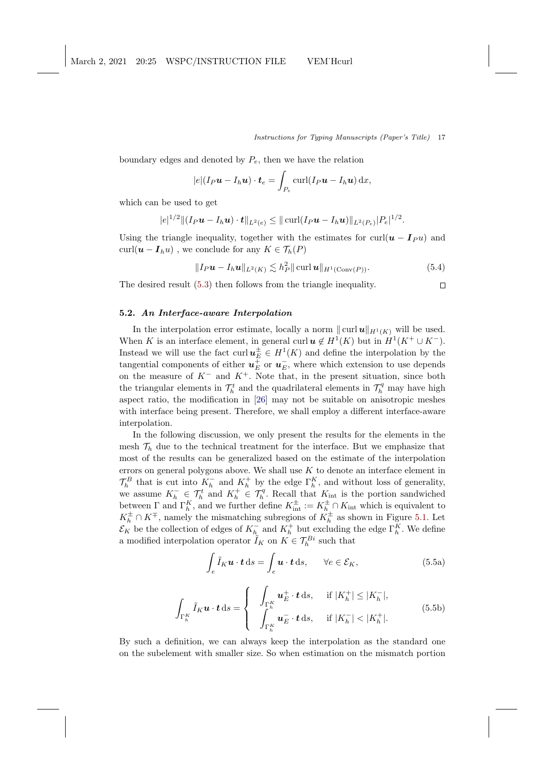boundary edges and denoted by $P_e$, then we have the relation

$$|e|(I_P \boldsymbol{u} - I_h \boldsymbol{u}) \cdot \boldsymbol{t}_e = \int_{P_e} \operatorname{curl}(I_P \boldsymbol{u} - I_h \boldsymbol{u}) \, \mathrm{d}x,$$

which can be used to get

$$|e|^{1/2} \|(I_P \boldsymbol{u} - I_h \boldsymbol{u}) \cdot \boldsymbol{t}\|_{L^2(e)} \leq \|\operatorname{curl}(I_P \boldsymbol{u} - I_h \boldsymbol{u})\|_{L^2(P_e)} |P_e|^{1/2}.$$

Using the triangle inequality, together with the estimates for $\operatorname{curl}(\boldsymbol{u} - \boldsymbol{I}_P u)$ and $\operatorname{curl}(\boldsymbol{u} - \boldsymbol{I}_h u)$ , we conclude for any $K \in \mathcal{T}_h(P)$

$$\|I_P \boldsymbol{u} - I_h \boldsymbol{u}\|_{L^2(K)} \lesssim h_P^2 \|\operatorname{curl} \boldsymbol{u}\|_{H^1(\operatorname{Conv}(P))}. \tag{5.4}$$

The desired result (5.3) then follows from the triangle inequality. ◻

### 5.2. *An Interface-aware Interpolation*

In the interpolation error estimate, locally a norm $\|\operatorname{curl} \boldsymbol{u}\|_{H^1(K)}$ will be used. When $K$ is an interface element, in general $\operatorname{curl} \boldsymbol{u} \notin H^1(K)$ but in $H^1(K^+ \cup K^-)$. Instead we will use the fact $\operatorname{curl} \boldsymbol{u}_E^{\pm} \in H^1(K)$ and define the interpolation by the tangential components of either $\boldsymbol{u}_E^+$ or $\boldsymbol{u}_E^-$, where which extension to use depends on the measure of $K^-$ and $K^+$. Note that, in the present situation, since both the triangular elements in $\mathcal{T}_h^t$ and the quadrilateral elements in $\mathcal{T}_h^q$ may have high aspect ratio, the modification in [26] may not be suitable on anisotropic meshes with interface being present. Therefore, we shall employ a different interface-aware interpolation.

In the following discussion, we only present the results for the elements in the mesh $\mathcal{T}_h$ due to the technical treatment for the interface. But we emphasize that most of the results can be generalized based on the estimate of the interpolation errors on general polygons above. We shall use $K$ to denote an interface element in $\mathcal{T}_h^B$ that is cut into $K_h^-$ and $K_h^+$ by the edge $\Gamma_h^K$, and without loss of generality, we assume $K_h^- \in \mathcal{T}_h^t$ and $K_h^+ \in \mathcal{T}_h^q$. Recall that $K_{\mathrm{int}}$ is the portion sandwiched between $\Gamma$ and $\Gamma_h^K$, and we further define $K_{\mathrm{int}}^{\pm} := K_h^{\pm} \cap K_{\mathrm{int}}$ which is equivalent to $K_h^{\pm} \cap K^{\mp}$, namely the mismatching subregions of $K_h^{\pm}$ as shown in Figure 5.1. Let $\mathcal{E}_K$ be the collection of edges of $K_h^-$ and $K_h^+$ but excluding the edge $\Gamma_h^K$. We define a modified interpolation operator $\tilde{I}_K$ on $K \in \mathcal{T}_h^{Bi}$ such that

$$\int_e \tilde{I}_K \boldsymbol{u} \cdot \boldsymbol{t} \, \mathrm{d}s = \int_e \boldsymbol{u} \cdot \boldsymbol{t} \, \mathrm{d}s, \qquad \forall e \in \mathcal{E}_K, \tag{5.5a}$$

$$\int_{\Gamma_h^K} \tilde{I}_K \boldsymbol{u} \cdot \boldsymbol{t} \, \mathrm{d}s = \begin{cases} \displaystyle\int_{\Gamma_h^K} \boldsymbol{u}_E^+ \cdot \boldsymbol{t} \, \mathrm{d}s, & \text{if } |K_h^+| \leq |K_h^-|, \\ \displaystyle\int_{\Gamma_h^K} \boldsymbol{u}_E^- \cdot \boldsymbol{t} \, \mathrm{d}s, & \text{if } |K_h^-| < |K_h^+|. \end{cases} \tag{5.5b}$$

By such a definition, we can always keep the interpolation as the standard one on the subelement with smaller size. So when estimation on the mismatch portion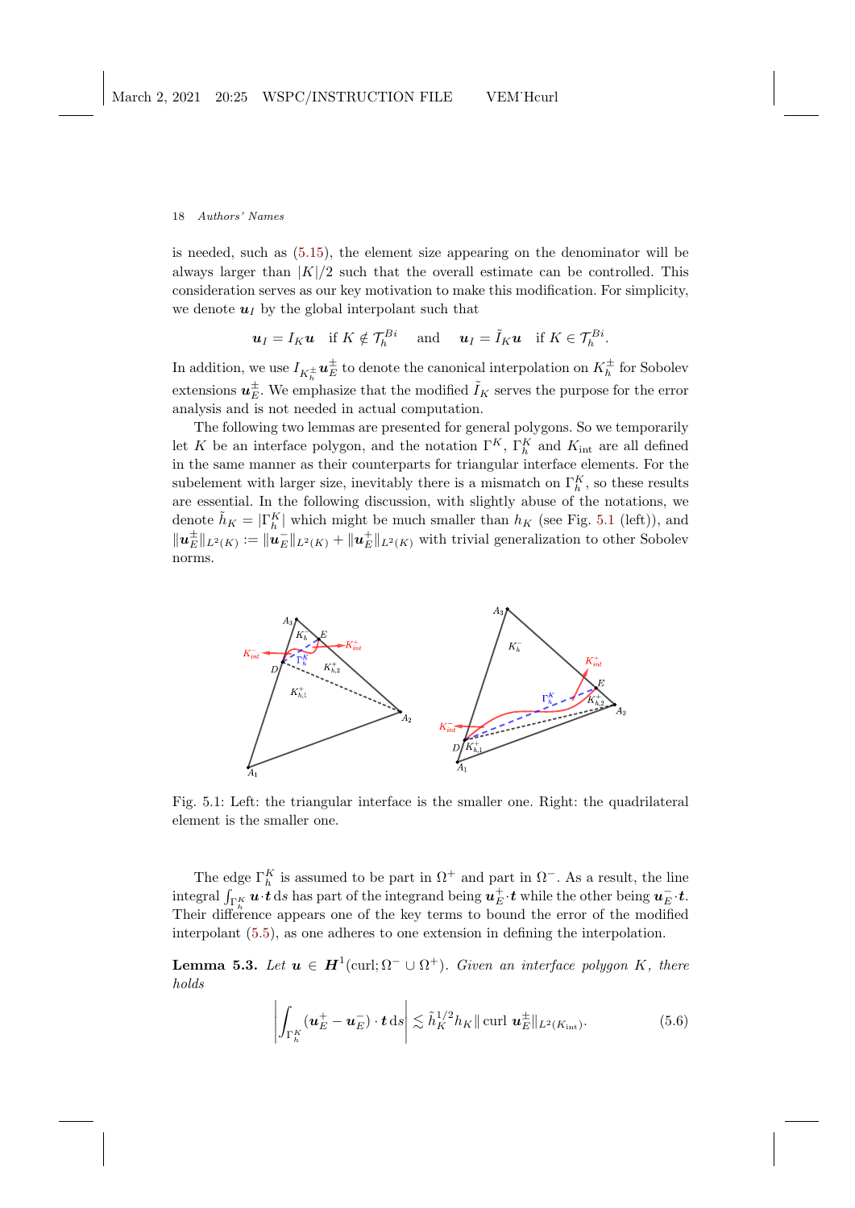is needed, such as (5.15), the element size appearing on the denominator will be always larger than $|K|/2$ such that the overall estimate can be controlled. This consideration serves as our key motivation to make this modification. For simplicity, we denote $\boldsymbol{u}_I$ by the global interpolant such that

$$\boldsymbol{u}_I = I_K \boldsymbol{u} \quad \text{if } K \notin \mathcal{T}_h^{Bi} \quad \text{ and } \quad \boldsymbol{u}_I = \tilde{I}_K \boldsymbol{u} \quad \text{if } K \in \mathcal{T}_h^{Bi}.$$

In addition, we use $I_{K_h^\pm} \boldsymbol{u}_E^\pm$ to denote the canonical interpolation on $K_h^\pm$ for Sobolev extensions $\boldsymbol{u}_E^\pm$. We emphasize that the modified $\tilde{I}_K$ serves the purpose for the error analysis and is not needed in actual computation.

The following two lemmas are presented for general polygons. So we temporarily let $K$ be an interface polygon, and the notation $\Gamma^K$, $\Gamma_h^K$ and $K_{\text{int}}$ are all defined in the same manner as their counterparts for triangular interface elements. For the subelement with larger size, inevitably there is a mismatch on $\Gamma_h^K$, so these results are essential. In the following discussion, with slightly abuse of the notations, we denote $\tilde{h}_K = |\Gamma_h^K|$ which might be much smaller than $h_K$ (see Fig. 5.1 (left)), and $\|\boldsymbol{u}_E^\pm\|_{L^2(K)} := \|\boldsymbol{u}_E^-\|_{L^2(K)} + \|\boldsymbol{u}_E^+\|_{L^2(K)}$ with trivial generalization to other Sobolev norms.

Fig. 5.1: Left: the triangular interface is the smaller one. Right: the quadrilateral element is the smaller one.

The edge $\Gamma_h^K$ is assumed to be part in $\Omega^+$ and part in $\Omega^-$. As a result, the line integral $\int_{\Gamma_h^K} \boldsymbol{u} \cdot \boldsymbol{t} \, \mathrm{d}s$ has part of the integrand being $\boldsymbol{u}_E^+ \cdot \boldsymbol{t}$ while the other being $\boldsymbol{u}_E^- \cdot \boldsymbol{t}$. Their difference appears one of the key terms to bound the error of the modified interpolant (5.5), as one adheres to one extension in defining the interpolation.

**Lemma 5.3.** *Let $\boldsymbol{u} \in \boldsymbol{H}^1(\text{curl}; \Omega^- \cup \Omega^+)$. Given an interface polygon $K$, there holds*

$$\left| \int_{\Gamma_h^K} (\boldsymbol{u}_E^+ - \boldsymbol{u}_E^-) \cdot \boldsymbol{t} \, \mathrm{d}s \right| \lesssim \tilde{h}_K^{1/2} h_K \| \operatorname{curl} \boldsymbol{u}_E^\pm \|_{L^2(K_{\text{int}})}. \tag{5.6}$$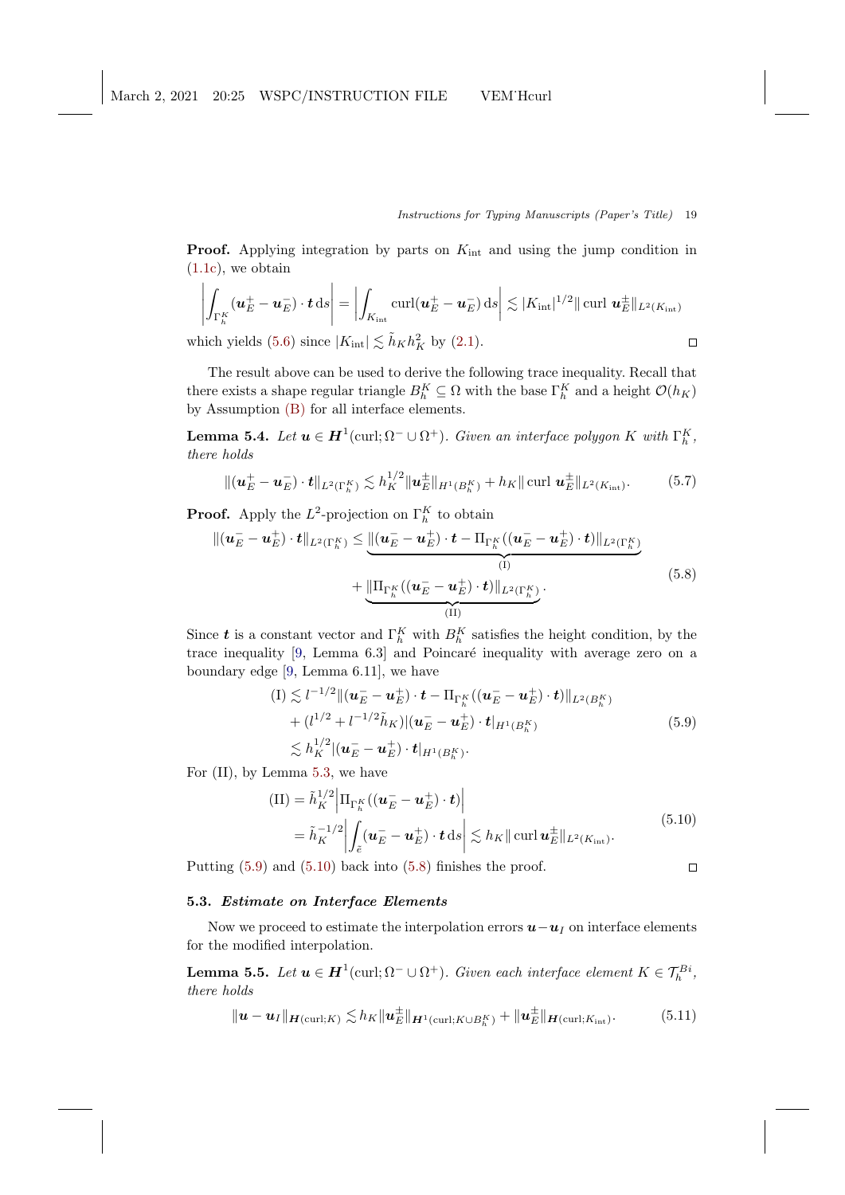**Proof.** Applying integration by parts on $K_{\rm int}$ and using the jump condition in (1.1c), we obtain

$$\left| \int_{\Gamma_h^K} (\boldsymbol{u}_E^+ - \boldsymbol{u}_E^-) \cdot \boldsymbol{t} \,{\rm d}s \right| = \left| \int_{K_{\rm int}} {\rm curl}(\boldsymbol{u}_E^+ - \boldsymbol{u}_E^-) \,{\rm d}s \right| \lesssim |K_{\rm int}|^{1/2} \| \,{\rm curl}\, \boldsymbol{u}_E^\pm \|_{L^2(K_{\rm int})}$$

which yields (5.6) since $|K_{\rm int}| \lesssim \tilde{h}_K h_K^2$ by (2.1). $\square$

The result above can be used to derive the following trace inequality. Recall that there exists a shape regular triangle $B_h^K \subseteq \Omega$ with the base $\Gamma_h^K$ and a height $\mathcal{O}(h_K)$ by Assumption (B) for all interface elements.

**Lemma 5.4.** *Let $\boldsymbol{u} \in \boldsymbol{H}^1({\rm curl}; \Omega^- \cup \Omega^+)$. Given an interface polygon $K$ with $\Gamma_h^K$, there holds*

$$\|(\boldsymbol{u}_E^+ - \boldsymbol{u}_E^-) \cdot \boldsymbol{t}\|_{L^2(\Gamma_h^K)} \lesssim h_K^{1/2} \|\boldsymbol{u}_E^\pm\|_{H^1(B_h^K)} + h_K \| \,{\rm curl}\, \boldsymbol{u}_E^\pm \|_{L^2(K_{\rm int})}. \tag{5.7}$$

**Proof.** Apply the $L^2$-projection on $\Gamma_h^K$ to obtain

$$\begin{aligned} \|(\boldsymbol{u}_E^- - \boldsymbol{u}_E^+) \cdot \boldsymbol{t}\|_{L^2(\Gamma_h^K)} \le & \underbrace{\|(\boldsymbol{u}_E^- - \boldsymbol{u}_E^+) \cdot \boldsymbol{t} - \Pi_{\Gamma_h^K}((\boldsymbol{u}_E^- - \boldsymbol{u}_E^+) \cdot \boldsymbol{t})\|_{L^2(\Gamma_h^K)}}_{\rm (I)} \\ & + \underbrace{\|\Pi_{\Gamma_h^K}((\boldsymbol{u}_E^- - \boldsymbol{u}_E^+) \cdot \boldsymbol{t})\|_{L^2(\Gamma_h^K)}}_{\rm (II)}. \end{aligned} \tag{5.8}$$

Since $\boldsymbol{t}$ is a constant vector and $\Gamma_h^K$ with $B_h^K$ satisfies the height condition, by the trace inequality [9, Lemma 6.3] and Poincaré inequality with average zero on a boundary edge [9, Lemma 6.11], we have

$$\begin{aligned} {\rm (I)} \lesssim\, & l^{-1/2} \|(\boldsymbol{u}_E^- - \boldsymbol{u}_E^+) \cdot \boldsymbol{t} - \Pi_{\Gamma_h^K}((\boldsymbol{u}_E^- - \boldsymbol{u}_E^+) \cdot \boldsymbol{t})\|_{L^2(B_h^K)} \\ & + (l^{1/2} + l^{-1/2}\tilde{h}_K) |(\boldsymbol{u}_E^- - \boldsymbol{u}_E^+) \cdot \boldsymbol{t}|_{H^1(B_h^K)} \\ \lesssim\, & h_K^{1/2} |(\boldsymbol{u}_E^- - \boldsymbol{u}_E^+) \cdot \boldsymbol{t}|_{H^1(B_h^K)}. \end{aligned} \tag{5.9}$$

For (II), by Lemma 5.3, we have

$$\begin{aligned} {\rm (II)} &= \tilde{h}_K^{1/2} \left| \Pi_{\Gamma_h^K}((\boldsymbol{u}_E^- - \boldsymbol{u}_E^+) \cdot \boldsymbol{t}) \right| \\ &= \tilde{h}_K^{-1/2} \left| \int_{\tilde{e}} (\boldsymbol{u}_E^- - \boldsymbol{u}_E^+) \cdot \boldsymbol{t} \,{\rm d}s \right| \lesssim h_K \| \,{\rm curl}\, \boldsymbol{u}_E^\pm \|_{L^2(K_{\rm int})}. \end{aligned} \tag{5.10}$$

Putting (5.9) and (5.10) back into (5.8) finishes the proof. $\square$

### 5.3. *Estimate on Interface Elements*

Now we proceed to estimate the interpolation errors $\boldsymbol{u} - \boldsymbol{u}_I$ on interface elements for the modified interpolation.

**Lemma 5.5.** *Let $\boldsymbol{u} \in \boldsymbol{H}^1({\rm curl}; \Omega^- \cup \Omega^+)$. Given each interface element $K \in \mathcal{T}_h^{Bi}$, there holds*

$$\|\boldsymbol{u} - \boldsymbol{u}_I\|_{\boldsymbol{H}({\rm curl};K)} \lesssim h_K \|\boldsymbol{u}_E^\pm\|_{\boldsymbol{H}^1({\rm curl};K \cup B_h^K)} + \|\boldsymbol{u}_E^\pm\|_{\boldsymbol{H}({\rm curl};K_{\rm int})}. \tag{5.11}$$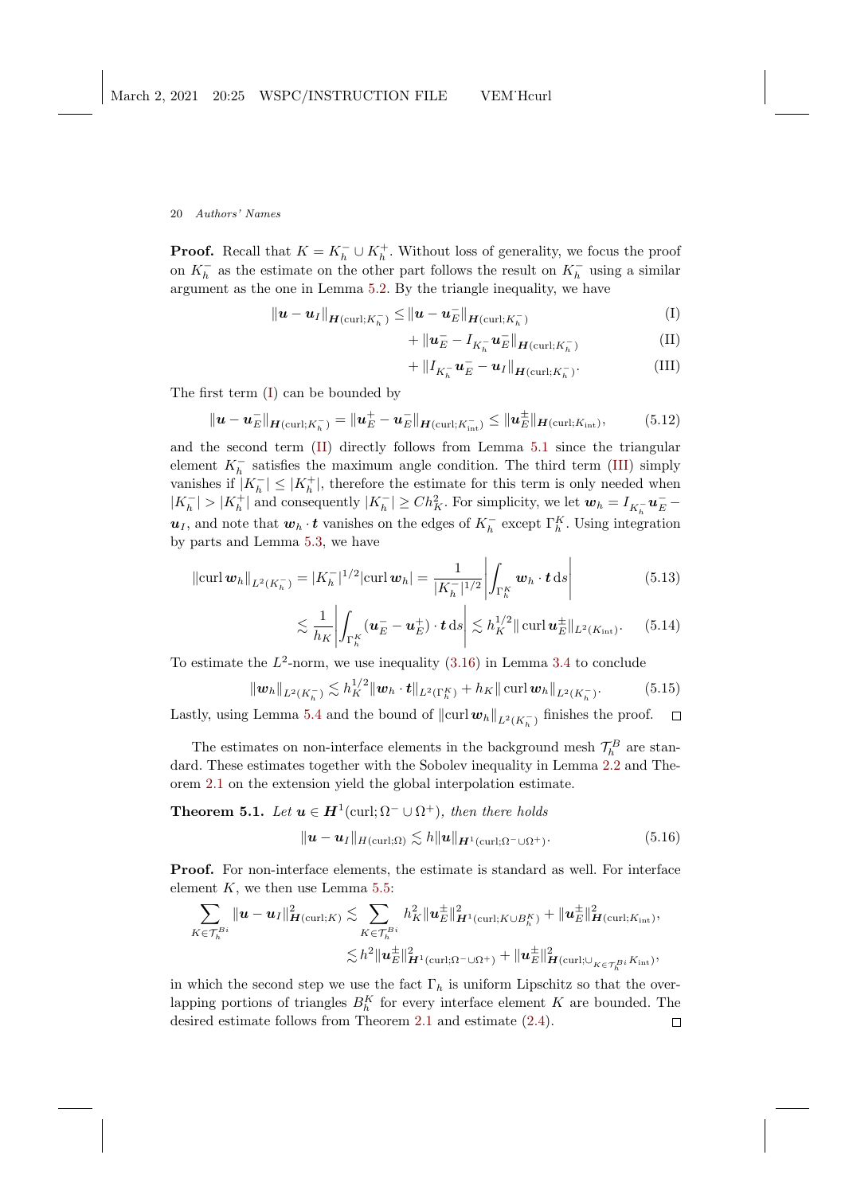**Proof.** Recall that $K = K_h^- \cup K_h^+$. Without loss of generality, we focus the proof on $K_h^-$ as the estimate on the other part follows the result on $K_h^-$ using a similar argument as the one in Lemma 5.2. By the triangle inequality, we have

$$
\begin{aligned}
\|\boldsymbol{u} - \boldsymbol{u}_I\|_{\boldsymbol{H}(\mathrm{curl};K_h^-)} \leq & \|\boldsymbol{u} - \boldsymbol{u}_E^-\|_{\boldsymbol{H}(\mathrm{curl};K_h^-)} && \text{(I)}\\
& + \|\boldsymbol{u}_E^- - I_{K_h^-}\boldsymbol{u}_E^-\|_{\boldsymbol{H}(\mathrm{curl};K_h^-)} && \text{(II)}\\
& + \|I_{K_h^-}\boldsymbol{u}_E^- - \boldsymbol{u}_I\|_{\boldsymbol{H}(\mathrm{curl};K_h^-)}. && \text{(III)}
\end{aligned}
$$

The first term (I) can be bounded by

$$
\|\boldsymbol{u} - \boldsymbol{u}_E^-\|_{\boldsymbol{H}(\mathrm{curl};K_h^-)} = \|\boldsymbol{u}_E^+ - \boldsymbol{u}_E^-\|_{\boldsymbol{H}(\mathrm{curl};K_{\mathrm{int}}^-)} \leq \|\boldsymbol{u}_E^\pm\|_{\boldsymbol{H}(\mathrm{curl};K_{\mathrm{int}})}, \tag{5.12}
$$

and the second term (II) directly follows from Lemma 5.1 since the triangular element $K_h^-$ satisfies the maximum angle condition. The third term (III) simply vanishes if $|K_h^-| \leq |K_h^+|$, therefore the estimate for this term is only needed when $|K_h^-| > |K_h^+|$ and consequently $|K_h^-| \geq Ch_K^2$. For simplicity, we let $\boldsymbol{w}_h = I_{K_h^-}\boldsymbol{u}_E^- - \boldsymbol{u}_I$, and note that $\boldsymbol{w}_h \cdot \boldsymbol{t}$ vanishes on the edges of $K_h^-$ except $\Gamma_h^K$. Using integration by parts and Lemma 5.3, we have

$$
\|\mathrm{curl}\,\boldsymbol{w}_h\|_{L^2(K_h^-)} = |K_h^-|^{1/2}|\mathrm{curl}\,\boldsymbol{w}_h| = \frac{1}{|K_h^-|^{1/2}}\left|\int_{\Gamma_h^K} \boldsymbol{w}_h \cdot \boldsymbol{t}\,\mathrm{d}s\right| \tag{5.13}
$$

$$
\lesssim \frac{1}{h_K}\left|\int_{\Gamma_h^K} (\boldsymbol{u}_E^- - \boldsymbol{u}_E^+) \cdot \boldsymbol{t}\,\mathrm{d}s\right| \lesssim h_K^{1/2}\|\,\mathrm{curl}\,\boldsymbol{u}_E^\pm\|_{L^2(K_{\mathrm{int}})}. \tag{5.14}
$$

To estimate the $L^2$-norm, we use inequality (3.16) in Lemma 3.4 to conclude

$$
\|\boldsymbol{w}_h\|_{L^2(K_h^-)} \lesssim h_K^{1/2}\|\boldsymbol{w}_h \cdot \boldsymbol{t}\|_{L^2(\Gamma_h^K)} + h_K\|\,\mathrm{curl}\,\boldsymbol{w}_h\|_{L^2(K_h^-)}. \tag{5.15}
$$

Lastly, using Lemma 5.4 and the bound of $\|\mathrm{curl}\,\boldsymbol{w}_h\|_{L^2(K_h^-)}$ finishes the proof. $\square$

The estimates on non-interface elements in the background mesh $\mathcal{T}_h^B$ are standard. These estimates together with the Sobolev inequality in Lemma 2.2 and Theorem 2.1 on the extension yield the global interpolation estimate.

**Theorem 5.1.** *Let $\boldsymbol{u} \in \boldsymbol{H}^1(\mathrm{curl};\Omega^- \cup \Omega^+)$, then there holds*

$$
\|\boldsymbol{u} - \boldsymbol{u}_I\|_{H(\mathrm{curl};\Omega)} \lesssim h\|\boldsymbol{u}\|_{\boldsymbol{H}^1(\mathrm{curl};\Omega^- \cup \Omega^+)}. \tag{5.16}
$$

**Proof.** For non-interface elements, the estimate is standard as well. For interface element $K$, we then use Lemma 5.5:

$$
\begin{aligned}
\sum_{K\in\mathcal{T}_h^{Bi}} \|\boldsymbol{u} - \boldsymbol{u}_I\|^2_{\boldsymbol{H}(\mathrm{curl};K)} &\lesssim \sum_{K\in\mathcal{T}_h^{Bi}} h_K^2\|\boldsymbol{u}_E^\pm\|^2_{\boldsymbol{H}^1(\mathrm{curl};K\cup B_h^K)} + \|\boldsymbol{u}_E^\pm\|^2_{\boldsymbol{H}(\mathrm{curl};K_{\mathrm{int}})},\\
&\lesssim h^2\|\boldsymbol{u}_E^\pm\|^2_{\boldsymbol{H}^1(\mathrm{curl};\Omega^-\cup\Omega^+)} + \|\boldsymbol{u}_E^\pm\|^2_{\boldsymbol{H}(\mathrm{curl};\cup_{K\in\mathcal{T}_h^{Bi}}K_{\mathrm{int}})},
\end{aligned}
$$

in which the second step we use the fact $\Gamma_h$ is uniform Lipschitz so that the overlapping portions of triangles $B_h^K$ for every interface element $K$ are bounded. The desired estimate follows from Theorem 2.1 and estimate (2.4). $\square$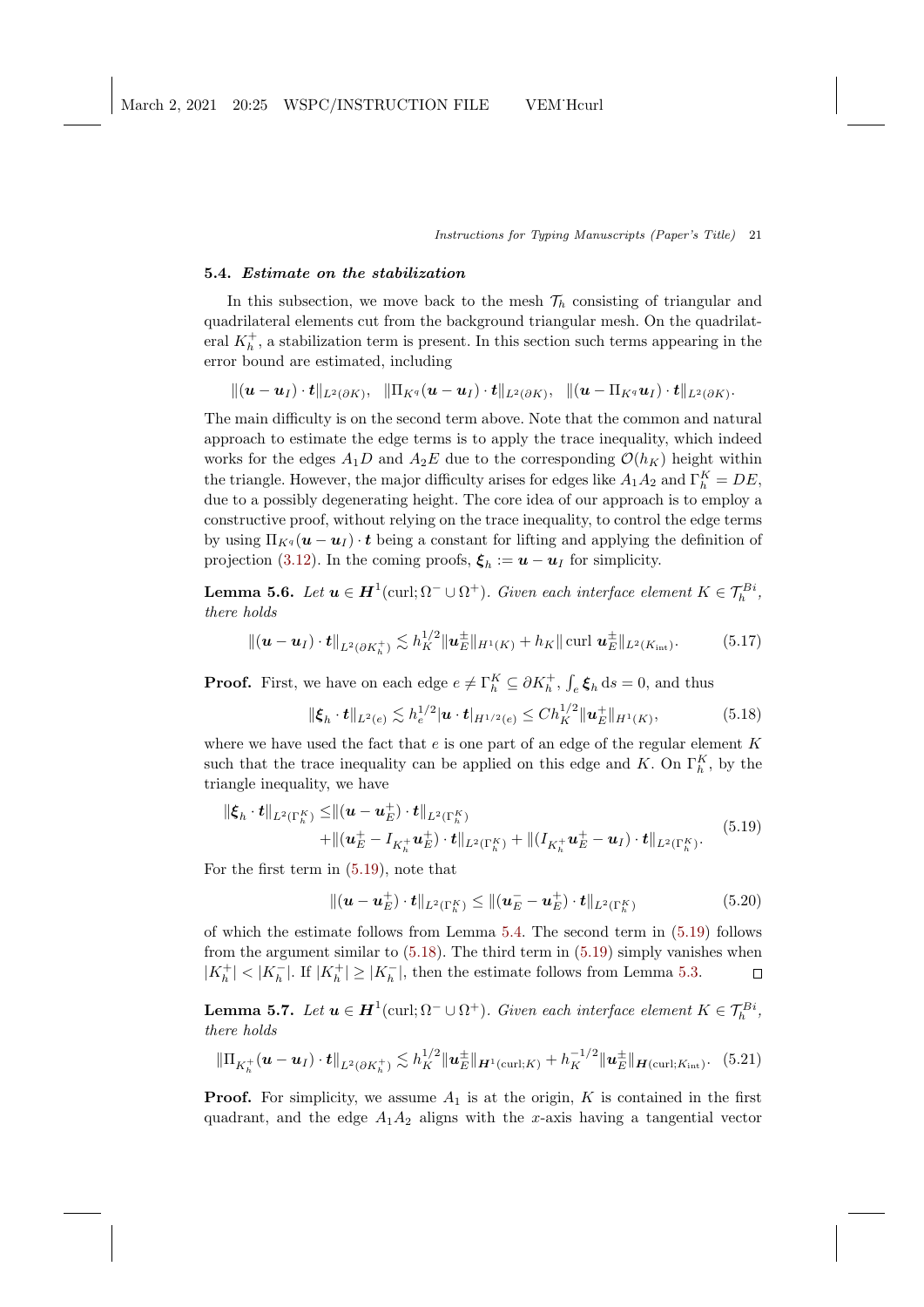### 5.4. *Estimate on the stabilization*

In this subsection, we move back to the mesh $\mathcal{T}_h$ consisting of triangular and quadrilateral elements cut from the background triangular mesh. On the quadrilateral $K_h^+$, a stabilization term is present. In this section such terms appearing in the error bound are estimated, including

$$\|(\boldsymbol{u}-\boldsymbol{u}_I)\cdot\boldsymbol{t}\|_{L^2(\partial K)}, \quad \|\Pi_{K^q}(\boldsymbol{u}-\boldsymbol{u}_I)\cdot\boldsymbol{t}\|_{L^2(\partial K)}, \quad \|(\boldsymbol{u}-\Pi_{K^q}\boldsymbol{u}_I)\cdot\boldsymbol{t}\|_{L^2(\partial K)}.$$

The main difficulty is on the second term above. Note that the common and natural approach to estimate the edge terms is to apply the trace inequality, which indeed works for the edges $A_1D$ and $A_2E$ due to the corresponding $\mathcal{O}(h_K)$ height within the triangle. However, the major difficulty arises for edges like $A_1A_2$ and $\Gamma_h^K = DE$, due to a possibly degenerating height. The core idea of our approach is to employ a constructive proof, without relying on the trace inequality, to control the edge terms by using $\Pi_{K^q}(\boldsymbol{u}-\boldsymbol{u}_I)\cdot\boldsymbol{t}$ being a constant for lifting and applying the definition of projection (3.12). In the coming proofs, $\boldsymbol{\xi}_h := \boldsymbol{u}-\boldsymbol{u}_I$ for simplicity.

**Lemma 5.6.** *Let $\boldsymbol{u}\in\boldsymbol{H}^1(\mathrm{curl};\Omega^-\cup\Omega^+)$. Given each interface element $K\in\mathcal{T}_h^{Bi}$, there holds*

$$\|(\boldsymbol{u}-\boldsymbol{u}_I)\cdot\boldsymbol{t}\|_{L^2(\partial K_h^+)} \lesssim h_K^{1/2}\|\boldsymbol{u}_E^{\pm}\|_{H^1(K)} + h_K\|\operatorname{curl}\,\boldsymbol{u}_E^{\pm}\|_{L^2(K_{\mathrm{int}})}. \tag{5.17}$$

**Proof.** First, we have on each edge $e\neq\Gamma_h^K\subseteq\partial K_h^+$, $\int_e\boldsymbol{\xi}_h\,\mathrm{d}s=0$, and thus

$$\|\boldsymbol{\xi}_h\cdot\boldsymbol{t}\|_{L^2(e)} \lesssim h_e^{1/2}|\boldsymbol{u}\cdot\boldsymbol{t}|_{H^{1/2}(e)} \le Ch_K^{1/2}\|\boldsymbol{u}_E^+\|_{H^1(K)}, \tag{5.18}$$

where we have used the fact that $e$ is one part of an edge of the regular element $K$ such that the trace inequality can be applied on this edge and $K$. On $\Gamma_h^K$, by the triangle inequality, we have

$$\begin{aligned}\|\boldsymbol{\xi}_h\cdot\boldsymbol{t}\|_{L^2(\Gamma_h^K)} \le&\|(\boldsymbol{u}-\boldsymbol{u}_E^+)\cdot\boldsymbol{t}\|_{L^2(\Gamma_h^K)}\\ &+\|(\boldsymbol{u}_E^+ - I_{K_h^+}\boldsymbol{u}_E^+)\cdot\boldsymbol{t}\|_{L^2(\Gamma_h^K)} + \|(I_{K_h^+}\boldsymbol{u}_E^+ - \boldsymbol{u}_I)\cdot\boldsymbol{t}\|_{L^2(\Gamma_h^K)}.\end{aligned} \tag{5.19}$$

For the first term in (5.19), note that

$$\|(\boldsymbol{u}-\boldsymbol{u}_E^+)\cdot\boldsymbol{t}\|_{L^2(\Gamma_h^K)} \le \|(\boldsymbol{u}_E^- - \boldsymbol{u}_E^+)\cdot\boldsymbol{t}\|_{L^2(\Gamma_h^K)} \tag{5.20}$$

of which the estimate follows from Lemma 5.4. The second term in (5.19) follows from the argument similar to (5.18). The third term in (5.19) simply vanishes when $|K_h^+|<|K_h^-|$. If $|K_h^+|\ge|K_h^-|$, then the estimate follows from Lemma 5.3. $\square$

**Lemma 5.7.** *Let $\boldsymbol{u}\in\boldsymbol{H}^1(\mathrm{curl};\Omega^-\cup\Omega^+)$. Given each interface element $K\in\mathcal{T}_h^{Bi}$, there holds*

$$\|\Pi_{K_h^+}(\boldsymbol{u}-\boldsymbol{u}_I)\cdot\boldsymbol{t}\|_{L^2(\partial K_h^+)} \lesssim h_K^{1/2}\|\boldsymbol{u}_E^{\pm}\|_{\boldsymbol{H}^1(\mathrm{curl};K)} + h_K^{-1/2}\|\boldsymbol{u}_E^{\pm}\|_{\boldsymbol{H}(\mathrm{curl};K_{\mathrm{int}})}. \tag{5.21}$$

**Proof.** For simplicity, we assume $A_1$ is at the origin, $K$ is contained in the first quadrant, and the edge $A_1A_2$ aligns with the $x$-axis having a tangential vector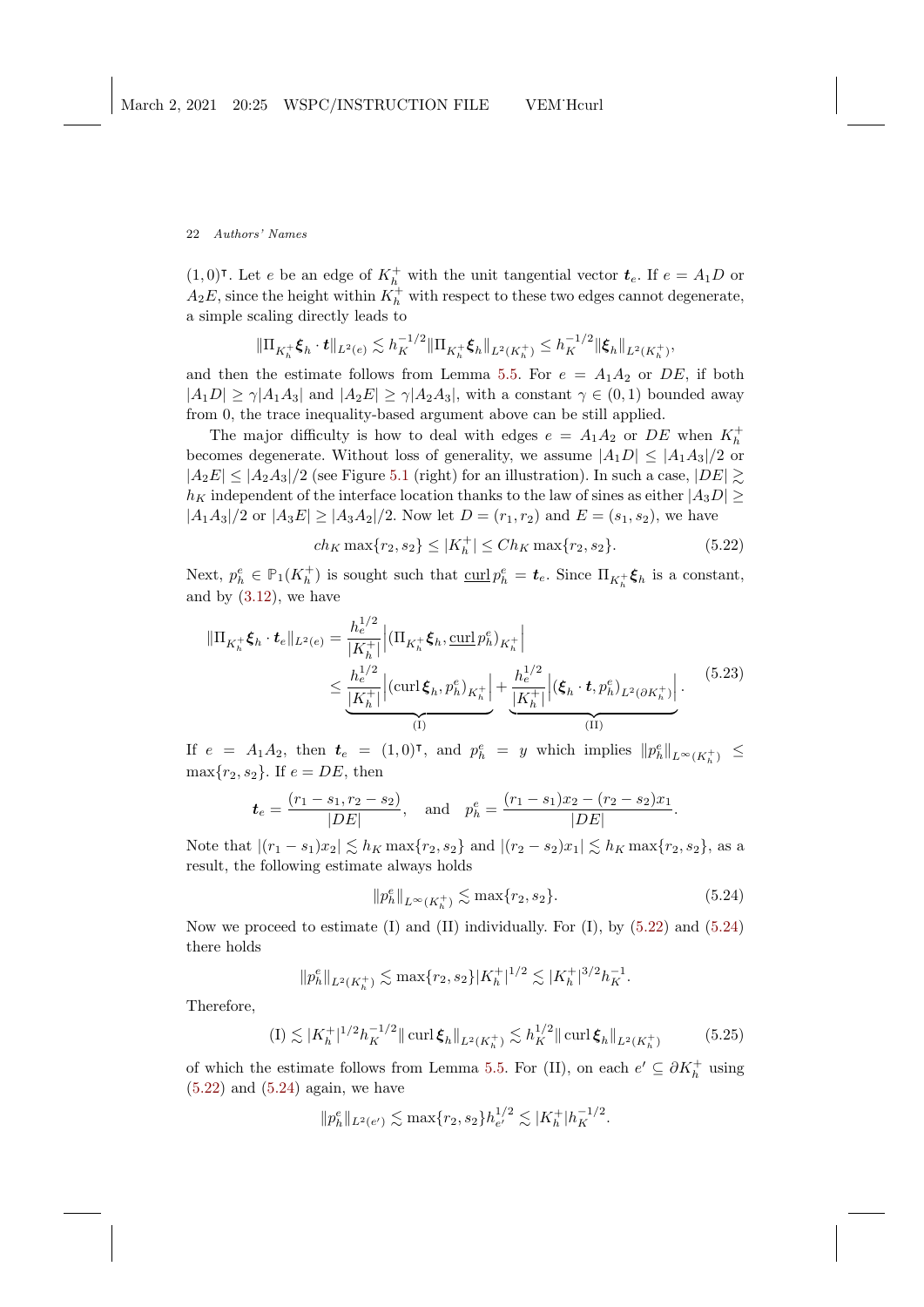$(1,0)^\intercal$. Let $e$ be an edge of $K_h^+$ with the unit tangential vector $\boldsymbol{t}_e$. If $e = A_1D$ or $A_2E$, since the height within $K_h^+$ with respect to these two edges cannot degenerate, a simple scaling directly leads to

$$\|\Pi_{K_h^+}\boldsymbol{\xi}_h \cdot \boldsymbol{t}\|_{L^2(e)} \lesssim h_K^{-1/2}\|\Pi_{K_h^+}\boldsymbol{\xi}_h\|_{L^2(K_h^+)} \leq h_K^{-1/2}\|\boldsymbol{\xi}_h\|_{L^2(K_h^+)},$$

and then the estimate follows from Lemma 5.5. For $e = A_1A_2$ or $DE$, if both $|A_1D| \geq \gamma|A_1A_3|$ and $|A_2E| \geq \gamma|A_2A_3|$, with a constant $\gamma \in (0,1)$ bounded away from 0, the trace inequality-based argument above can be still applied.

The major difficulty is how to deal with edges $e = A_1A_2$ or $DE$ when $K_h^+$ becomes degenerate. Without loss of generality, we assume $|A_1D| \leq |A_1A_3|/2$ or $|A_2E| \leq |A_2A_3|/2$ (see Figure 5.1 (right) for an illustration). In such a case, $|DE| \gtrsim h_K$ independent of the interface location thanks to the law of sines as either $|A_3D| \geq |A_1A_3|/2$ or $|A_3E| \geq |A_3A_2|/2$. Now let $D = (r_1, r_2)$ and $E = (s_1, s_2)$, we have

$$c h_K \max\{r_2, s_2\} \leq |K_h^+| \leq C h_K \max\{r_2, s_2\}. \tag{5.22}$$

Next, $p_h^e \in \mathbb{P}_1(K_h^+)$ is sought such that $\underline{\operatorname{curl}}\, p_h^e = \boldsymbol{t}_e$. Since $\Pi_{K_h^+}\boldsymbol{\xi}_h$ is a constant, and by (3.12), we have

$$\begin{aligned}
\|\Pi_{K_h^+}\boldsymbol{\xi}_h \cdot \boldsymbol{t}_e\|_{L^2(e)} &= \frac{h_e^{1/2}}{|K_h^+|}\left|(\Pi_{K_h^+}\boldsymbol{\xi}_h, \underline{\operatorname{curl}}\, p_h^e)_{K_h^+}\right| \\
&\leq \underbrace{\frac{h_e^{1/2}}{|K_h^+|}\left|(\operatorname{curl}\boldsymbol{\xi}_h, p_h^e)_{K_h^+}\right|}_{\text{(I)}} + \underbrace{\frac{h_e^{1/2}}{|K_h^+|}\left|(\boldsymbol{\xi}_h \cdot \boldsymbol{t}, p_h^e)_{L^2(\partial K_h^+)}\right|}_{\text{(II)}}.
\end{aligned} \tag{5.23}$$

If $e = A_1A_2$, then $\boldsymbol{t}_e = (1,0)^\intercal$, and $p_h^e = y$ which implies $\|p_h^e\|_{L^\infty(K_h^+)} \leq \max\{r_2, s_2\}$. If $e = DE$, then

$$\boldsymbol{t}_e = \frac{(r_1 - s_1, r_2 - s_2)}{|DE|}, \quad \text{and} \quad p_h^e = \frac{(r_1 - s_1)x_2 - (r_2 - s_2)x_1}{|DE|}.$$

Note that $|(r_1 - s_1)x_2| \lesssim h_K \max\{r_2, s_2\}$ and $|(r_2 - s_2)x_1| \lesssim h_K \max\{r_2, s_2\}$, as a result, the following estimate always holds

$$\|p_h^e\|_{L^\infty(K_h^+)} \lesssim \max\{r_2, s_2\}. \tag{5.24}$$

Now we proceed to estimate (I) and (II) individually. For (I), by (5.22) and (5.24) there holds

$$\|p_h^e\|_{L^2(K_h^+)} \lesssim \max\{r_2, s_2\}|K_h^+|^{1/2} \lesssim |K_h^+|^{3/2}h_K^{-1}.$$

Therefore,

$$\text{(I)} \lesssim |K_h^+|^{1/2}h_K^{-1/2}\|\operatorname{curl}\boldsymbol{\xi}_h\|_{L^2(K_h^+)} \lesssim h_K^{1/2}\|\operatorname{curl}\boldsymbol{\xi}_h\|_{L^2(K_h^+)} \tag{5.25}$$

of which the estimate follows from Lemma 5.5. For (II), on each $e' \subseteq \partial K_h^+$ using (5.22) and (5.24) again, we have

$$\|p_h^e\|_{L^2(e')} \lesssim \max\{r_2, s_2\}h_{e'}^{1/2} \lesssim |K_h^+|h_K^{-1/2}.$$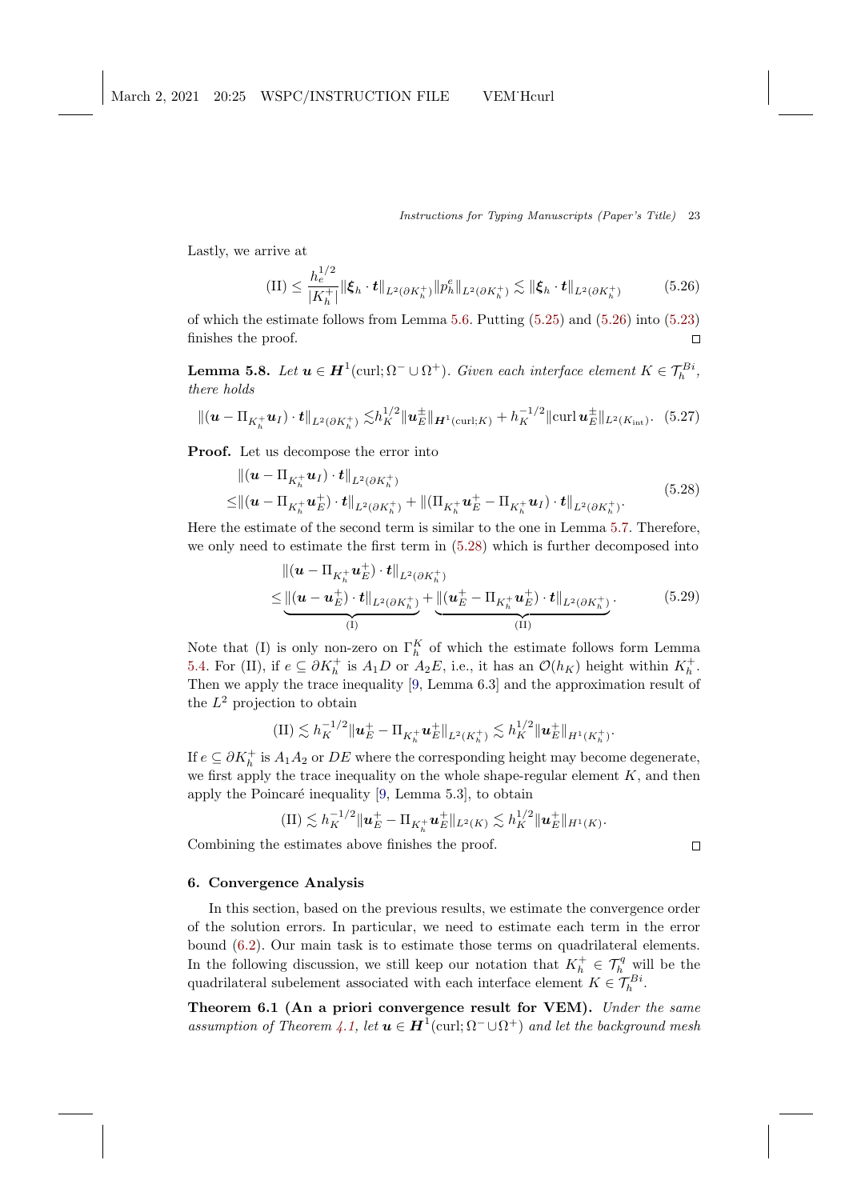Lastly, we arrive at

$$
\text{(II)} \leq \frac{h_e^{1/2}}{|K_h^+|} \|\boldsymbol{\xi}_h \cdot \mathbf{t}\|_{L^2(\partial K_h^+)} \|p_h^e\|_{L^2(\partial K_h^+)} \lesssim \|\boldsymbol{\xi}_h \cdot \mathbf{t}\|_{L^2(\partial K_h^+)} \tag{5.26}
$$

of which the estimate follows from Lemma 5.6. Putting (5.25) and (5.26) into (5.23) finishes the proof. □

**Lemma 5.8.** *Let $\mathbf{u} \in \mathbf{H}^1(\text{curl}; \Omega^- \cup \Omega^+)$. Given each interface element $K \in \mathcal{T}_h^{Bi}$, there holds*

$$
\|(\mathbf{u} - \Pi_{K_h^+} \mathbf{u}_I) \cdot \mathbf{t}\|_{L^2(\partial K_h^+)} \lesssim h_K^{1/2} \|\mathbf{u}_E^{\pm}\|_{\mathbf{H}^1(\text{curl};K)} + h_K^{-1/2} \|\text{curl}\, \mathbf{u}_E^{\pm}\|_{L^2(K_{\text{int}})}. \tag{5.27}
$$

**Proof.** Let us decompose the error into

$$
\begin{aligned}
&\|(\mathbf{u} - \Pi_{K_h^+} \mathbf{u}_I) \cdot \mathbf{t}\|_{L^2(\partial K_h^+)} \\
\leq &\|(\mathbf{u} - \Pi_{K_h^+} \mathbf{u}_E^+) \cdot \mathbf{t}\|_{L^2(\partial K_h^+)} + \|(\Pi_{K_h^+} \mathbf{u}_E^+ - \Pi_{K_h^+} \mathbf{u}_I) \cdot \mathbf{t}\|_{L^2(\partial K_h^+)}.
\end{aligned} \tag{5.28}
$$

Here the estimate of the second term is similar to the one in Lemma 5.7. Therefore, we only need to estimate the first term in (5.28) which is further decomposed into

$$
\begin{aligned}
&\|(\mathbf{u} - \Pi_{K_h^+} \mathbf{u}_E^+) \cdot \mathbf{t}\|_{L^2(\partial K_h^+)} \\
\leq &\underbrace{\|(\mathbf{u} - \mathbf{u}_E^+) \cdot \mathbf{t}\|_{L^2(\partial K_h^+)}}_{\text{(I)}} + \underbrace{\|(\mathbf{u}_E^+ - \Pi_{K_h^+} \mathbf{u}_E^+) \cdot \mathbf{t}\|_{L^2(\partial K_h^+)}}_{\text{(II)}}.
\end{aligned} \tag{5.29}
$$

Note that (I) is only non-zero on $\Gamma_h^K$ of which the estimate follows form Lemma 5.4. For (II), if $e \subseteq \partial K_h^+$ is $A_1 D$ or $A_2 E$, i.e., it has an $\mathcal{O}(h_K)$ height within $K_h^+$. Then we apply the trace inequality [9, Lemma 6.3] and the approximation result of the $L^2$ projection to obtain

$$
\text{(II)} \lesssim h_K^{-1/2} \|\mathbf{u}_E^+ - \Pi_{K_h^+} \mathbf{u}_E^+\|_{L^2(K_h^+)} \lesssim h_K^{1/2} \|\mathbf{u}_E^+\|_{H^1(K_h^+)}.
$$

If $e \subseteq \partial K_h^+$ is $A_1 A_2$ or $DE$ where the corresponding height may become degenerate, we first apply the trace inequality on the whole shape-regular element $K$, and then apply the Poincaré inequality [9, Lemma 5.3], to obtain

$$
\text{(II)} \lesssim h_K^{-1/2} \|\mathbf{u}_E^+ - \Pi_{K_h^+} \mathbf{u}_E^+\|_{L^2(K)} \lesssim h_K^{1/2} \|\mathbf{u}_E^+\|_{H^1(K)}.
$$

Combining the estimates above finishes the proof. □

## 6. Convergence Analysis

In this section, based on the previous results, we estimate the convergence order of the solution errors. In particular, we need to estimate each term in the error bound (6.2). Our main task is to estimate those terms on quadrilateral elements. In the following discussion, we still keep our notation that $K_h^+ \in \mathcal{T}_h^q$ will be the quadrilateral subelement associated with each interface element $K \in \mathcal{T}_h^{Bi}$.

**Theorem 6.1 (An a priori convergence result for VEM).** *Under the same assumption of Theorem 4.1, let $\mathbf{u} \in \mathbf{H}^1(\text{curl}; \Omega^- \cup \Omega^+)$ and let the background mesh*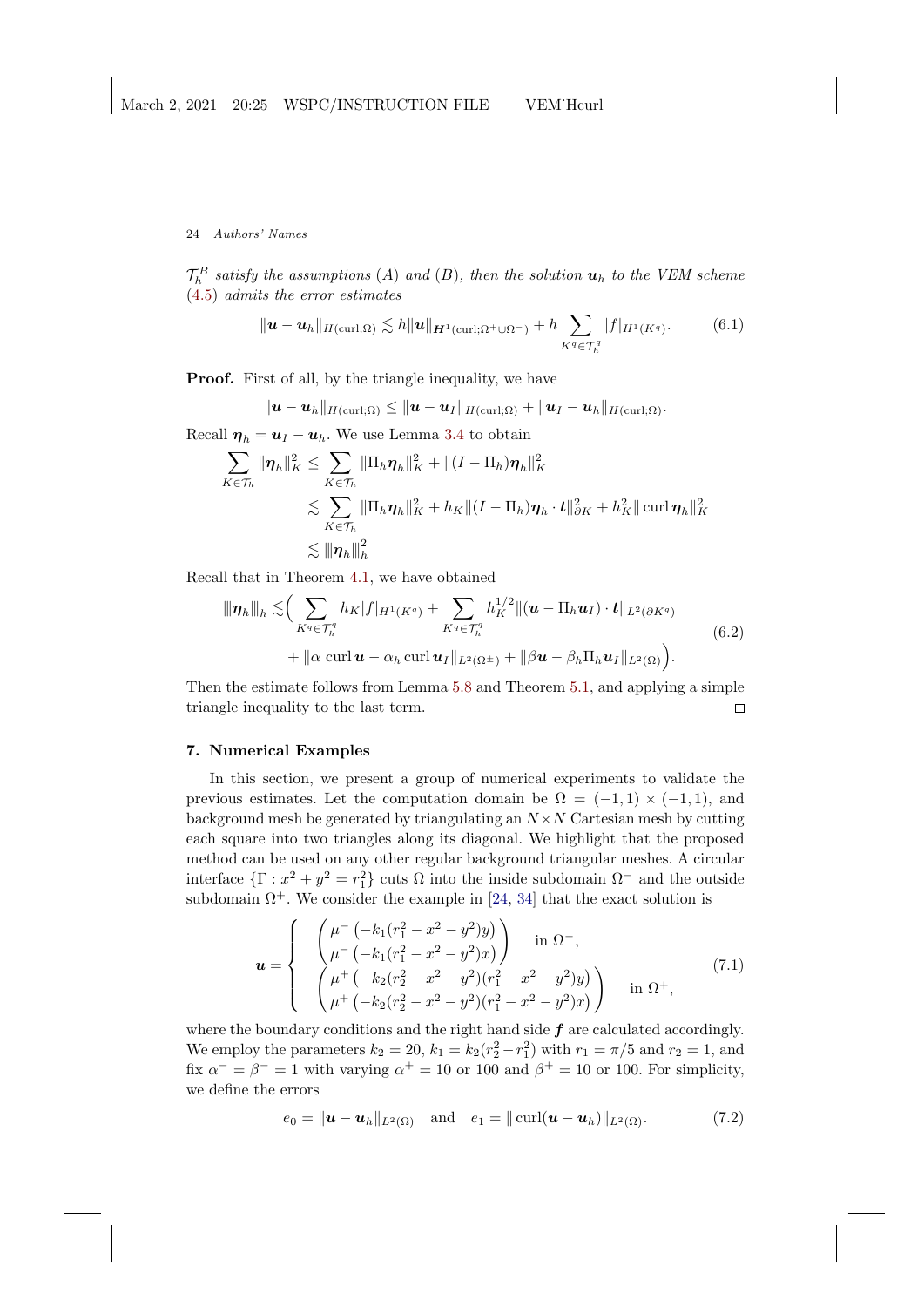$\mathcal{T}_h^B$ *satisfy the assumptions (A) and (B), then the solution* $\boldsymbol{u}_h$ *to the VEM scheme* (4.5) *admits the error estimates*

$$\|\boldsymbol{u}-\boldsymbol{u}_h\|_{H(\mathrm{curl};\Omega)} \lesssim h\|\boldsymbol{u}\|_{\boldsymbol{H}^1(\mathrm{curl};\Omega^+\cup\Omega^-)} + h\sum_{K^q\in\mathcal{T}_h^q}|f|_{H^1(K^q)}. \tag{6.1}$$

**Proof.** First of all, by the triangle inequality, we have

$$\|\boldsymbol{u}-\boldsymbol{u}_h\|_{H(\mathrm{curl};\Omega)} \le \|\boldsymbol{u}-\boldsymbol{u}_I\|_{H(\mathrm{curl};\Omega)} + \|\boldsymbol{u}_I-\boldsymbol{u}_h\|_{H(\mathrm{curl};\Omega)}.$$

Recall $\boldsymbol{\eta}_h = \boldsymbol{u}_I - \boldsymbol{u}_h$. We use Lemma 3.4 to obtain

$$\begin{aligned}
\sum_{K\in\mathcal{T}_h}\|\boldsymbol{\eta}_h\|_K^2 &\le \sum_{K\in\mathcal{T}_h}\|\Pi_h\boldsymbol{\eta}_h\|_K^2 + \|(I-\Pi_h)\boldsymbol{\eta}_h\|_K^2\\
&\lesssim \sum_{K\in\mathcal{T}_h}\|\Pi_h\boldsymbol{\eta}_h\|_K^2 + h_K\|(I-\Pi_h)\boldsymbol{\eta}_h\cdot\boldsymbol{t}\|_{\partial K}^2 + h_K^2\|\mathrm{curl}\,\boldsymbol{\eta}_h\|_K^2\\
&\lesssim |\!|\!|\boldsymbol{\eta}_h|\!|\!|_h^2
\end{aligned}$$

Recall that in Theorem 4.1, we have obtained

$$\begin{aligned}
|\!|\!|\boldsymbol{\eta}_h|\!|\!|_h \lesssim &\Big(\sum_{K^q\in\mathcal{T}_h^q} h_K|f|_{H^1(K^q)} + \sum_{K^q\in\mathcal{T}_h^q} h_K^{1/2}\|(\boldsymbol{u}-\Pi_h\boldsymbol{u}_I)\cdot\boldsymbol{t}\|_{L^2(\partial K^q)}\\
&+ \|\alpha\,\mathrm{curl}\,\boldsymbol{u}-\alpha_h\,\mathrm{curl}\,\boldsymbol{u}_I\|_{L^2(\Omega^\pm)} + \|\beta\boldsymbol{u}-\beta_h\Pi_h\boldsymbol{u}_I\|_{L^2(\Omega)}\Big).
\end{aligned} \tag{6.2}$$

Then the estimate follows from Lemma 5.8 and Theorem 5.1, and applying a simple triangle inequality to the last term. $\square$

## 7. Numerical Examples

In this section, we present a group of numerical experiments to validate the previous estimates. Let the computation domain be $\Omega = (-1,1)\times(-1,1)$, and background mesh be generated by triangulating an $N\times N$ Cartesian mesh by cutting each square into two triangles along its diagonal. We highlight that the proposed method can be used on any other regular background triangular meshes. A circular interface $\{\Gamma : x^2+y^2 = r_1^2\}$ cuts $\Omega$ into the inside subdomain $\Omega^-$ and the outside subdomain $\Omega^+$. We consider the example in [24, 34] that the exact solution is

$$\boldsymbol{u} = \begin{cases}
\begin{pmatrix}\mu^-\left(-k_1(r_1^2-x^2-y^2)y\right)\\ \mu^-\left(-k_1(r_1^2-x^2-y^2)x\right)\end{pmatrix} & \text{in } \Omega^-,\\[2ex]
\begin{pmatrix}\mu^+\left(-k_2(r_2^2-x^2-y^2)(r_1^2-x^2-y^2)y\right)\\ \mu^+\left(-k_2(r_2^2-x^2-y^2)(r_1^2-x^2-y^2)x\right)\end{pmatrix} & \text{in } \Omega^+,
\end{cases} \tag{7.1}$$

where the boundary conditions and the right hand side $\boldsymbol{f}$ are calculated accordingly. We employ the parameters $k_2 = 20$, $k_1 = k_2(r_2^2 - r_1^2)$ with $r_1 = \pi/5$ and $r_2 = 1$, and fix $\alpha^- = \beta^- = 1$ with varying $\alpha^+ = 10$ or $100$ and $\beta^+ = 10$ or $100$. For simplicity, we define the errors

$$e_0 = \|\boldsymbol{u}-\boldsymbol{u}_h\|_{L^2(\Omega)} \quad\text{and}\quad e_1 = \|\mathrm{curl}(\boldsymbol{u}-\boldsymbol{u}_h)\|_{L^2(\Omega)}. \tag{7.2}$$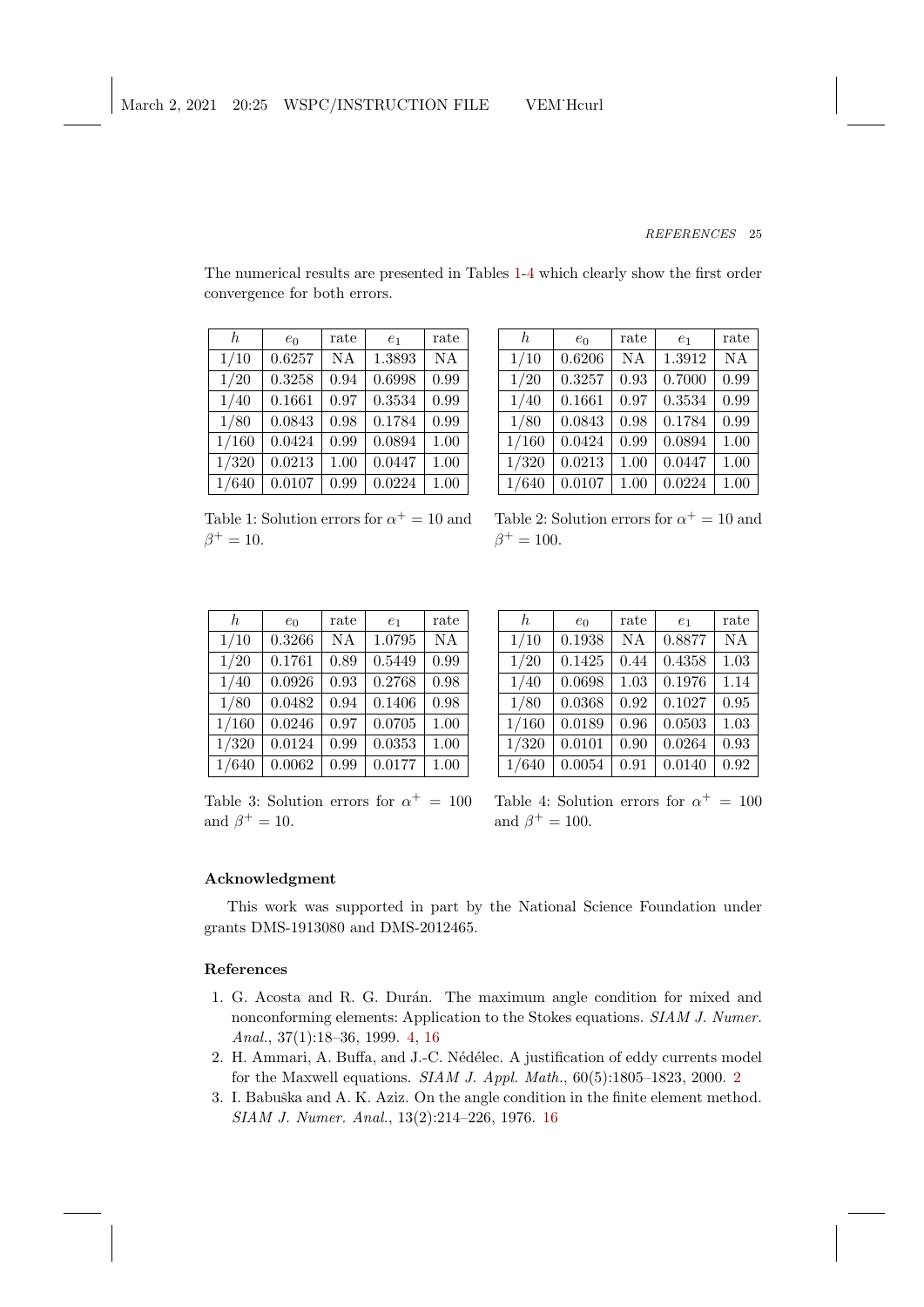The numerical results are presented in Tables 1-4 which clearly show the first order convergence for both errors.

| $h$ | $e_0$ | rate | $e_1$ | rate |
|---|---|---|---|---|
| $1/10$ | 0.6257 | NA | 1.3893 | NA |
| $1/20$ | 0.3258 | 0.94 | 0.6998 | 0.99 |
| $1/40$ | 0.1661 | 0.97 | 0.3534 | 0.99 |
| $1/80$ | 0.0843 | 0.98 | 0.1784 | 0.99 |
| $1/160$ | 0.0424 | 0.99 | 0.0894 | 1.00 |
| $1/320$ | 0.0213 | 1.00 | 0.0447 | 1.00 |
| $1/640$ | 0.0107 | 0.99 | 0.0224 | 1.00 |

Table 1: Solution errors for $\alpha^+ = 10$ and $\beta^+ = 10$.

| $h$ | $e_0$ | rate | $e_1$ | rate |
|---|---|---|---|---|
| $1/10$ | 0.6206 | NA | 1.3912 | NA |
| $1/20$ | 0.3257 | 0.93 | 0.7000 | 0.99 |
| $1/40$ | 0.1661 | 0.97 | 0.3534 | 0.99 |
| $1/80$ | 0.0843 | 0.98 | 0.1784 | 0.99 |
| $1/160$ | 0.0424 | 0.99 | 0.0894 | 1.00 |
| $1/320$ | 0.0213 | 1.00 | 0.0447 | 1.00 |
| $1/640$ | 0.0107 | 1.00 | 0.0224 | 1.00 |

Table 2: Solution errors for $\alpha^+ = 10$ and $\beta^+ = 100$.

| $h$ | $e_0$ | rate | $e_1$ | rate |
|---|---|---|---|---|
| $1/10$ | 0.3266 | NA | 1.0795 | NA |
| $1/20$ | 0.1761 | 0.89 | 0.5449 | 0.99 |
| $1/40$ | 0.0926 | 0.93 | 0.2768 | 0.98 |
| $1/80$ | 0.0482 | 0.94 | 0.1406 | 0.98 |
| $1/160$ | 0.0246 | 0.97 | 0.0705 | 1.00 |
| $1/320$ | 0.0124 | 0.99 | 0.0353 | 1.00 |
| $1/640$ | 0.0062 | 0.99 | 0.0177 | 1.00 |

Table 3: Solution errors for $\alpha^+ = 100$ and $\beta^+ = 10$.

| $h$ | $e_0$ | rate | $e_1$ | rate |
|---|---|---|---|---|
| $1/10$ | 0.1938 | NA | 0.8877 | NA |
| $1/20$ | 0.1425 | 0.44 | 0.4358 | 1.03 |
| $1/40$ | 0.0698 | 1.03 | 0.1976 | 1.14 |
| $1/80$ | 0.0368 | 0.92 | 0.1027 | 0.95 |
| $1/160$ | 0.0189 | 0.96 | 0.0503 | 1.03 |
| $1/320$ | 0.0101 | 0.90 | 0.0264 | 0.93 |
| $1/640$ | 0.0054 | 0.91 | 0.0140 | 0.92 |

Table 4: Solution errors for $\alpha^+ = 100$ and $\beta^+ = 100$.

## Acknowledgment

This work was supported in part by the National Science Foundation under grants DMS-1913080 and DMS-2012465.

## References

1. G. Acosta and R. G. Durán. The maximum angle condition for mixed and nonconforming elements: Application to the Stokes equations. *SIAM J. Numer. Anal.*, 37(1):18–36, 1999. 4, 16
2. H. Ammari, A. Buffa, and J.-C. Nédélec. A justification of eddy currents model for the Maxwell equations. *SIAM J. Appl. Math.*, 60(5):1805–1823, 2000. 2
3. I. Babuška and A. K. Aziz. On the angle condition in the finite element method. *SIAM J. Numer. Anal.*, 13(2):214–226, 1976. 16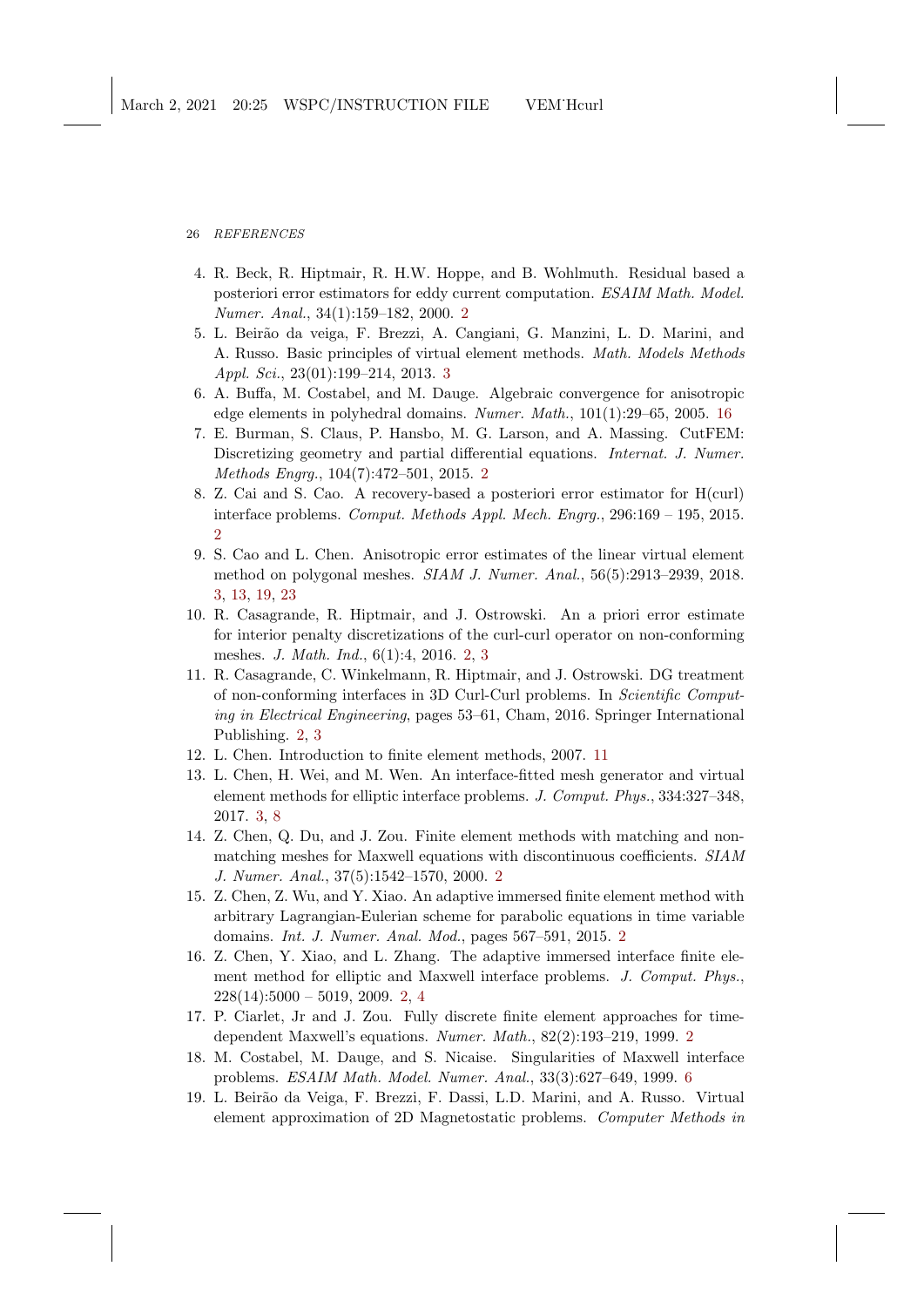4. R. Beck, R. Hiptmair, R. H.W. Hoppe, and B. Wohlmuth. Residual based a posteriori error estimators for eddy current computation. *ESAIM Math. Model. Numer. Anal.*, 34(1):159–182, 2000. 2
5. L. Beirão da veiga, F. Brezzi, A. Cangiani, G. Manzini, L. D. Marini, and A. Russo. Basic principles of virtual element methods. *Math. Models Methods Appl. Sci.*, 23(01):199–214, 2013. 3
6. A. Buffa, M. Costabel, and M. Dauge. Algebraic convergence for anisotropic edge elements in polyhedral domains. *Numer. Math.*, 101(1):29–65, 2005. 16
7. E. Burman, S. Claus, P. Hansbo, M. G. Larson, and A. Massing. CutFEM: Discretizing geometry and partial differential equations. *Internat. J. Numer. Methods Engrg.*, 104(7):472–501, 2015. 2
8. Z. Cai and S. Cao. A recovery-based a posteriori error estimator for H(curl) interface problems. *Comput. Methods Appl. Mech. Engrg.*, 296:169 – 195, 2015. 2
9. S. Cao and L. Chen. Anisotropic error estimates of the linear virtual element method on polygonal meshes. *SIAM J. Numer. Anal.*, 56(5):2913–2939, 2018. 3, 13, 19, 23
10. R. Casagrande, R. Hiptmair, and J. Ostrowski. An a priori error estimate for interior penalty discretizations of the curl-curl operator on non-conforming meshes. *J. Math. Ind.*, 6(1):4, 2016. 2, 3
11. R. Casagrande, C. Winkelmann, R. Hiptmair, and J. Ostrowski. DG treatment of non-conforming interfaces in 3D Curl-Curl problems. In *Scientific Computing in Electrical Engineering*, pages 53–61, Cham, 2016. Springer International Publishing. 2, 3
12. L. Chen. Introduction to finite element methods, 2007. 11
13. L. Chen, H. Wei, and M. Wen. An interface-fitted mesh generator and virtual element methods for elliptic interface problems. *J. Comput. Phys.*, 334:327–348, 2017. 3, 8
14. Z. Chen, Q. Du, and J. Zou. Finite element methods with matching and nonmatching meshes for Maxwell equations with discontinuous coefficients. *SIAM J. Numer. Anal.*, 37(5):1542–1570, 2000. 2
15. Z. Chen, Z. Wu, and Y. Xiao. An adaptive immersed finite element method with arbitrary Lagrangian-Eulerian scheme for parabolic equations in time variable domains. *Int. J. Numer. Anal. Mod.*, pages 567–591, 2015. 2
16. Z. Chen, Y. Xiao, and L. Zhang. The adaptive immersed interface finite element method for elliptic and Maxwell interface problems. *J. Comput. Phys.*, 228(14):5000 – 5019, 2009. 2, 4
17. P. Ciarlet, Jr and J. Zou. Fully discrete finite element approaches for time-dependent Maxwell's equations. *Numer. Math.*, 82(2):193–219, 1999. 2
18. M. Costabel, M. Dauge, and S. Nicaise. Singularities of Maxwell interface problems. *ESAIM Math. Model. Numer. Anal.*, 33(3):627–649, 1999. 6
19. L. Beirão da Veiga, F. Brezzi, F. Dassi, L.D. Marini, and A. Russo. Virtual element approximation of 2D Magnetostatic problems. *Computer Methods in*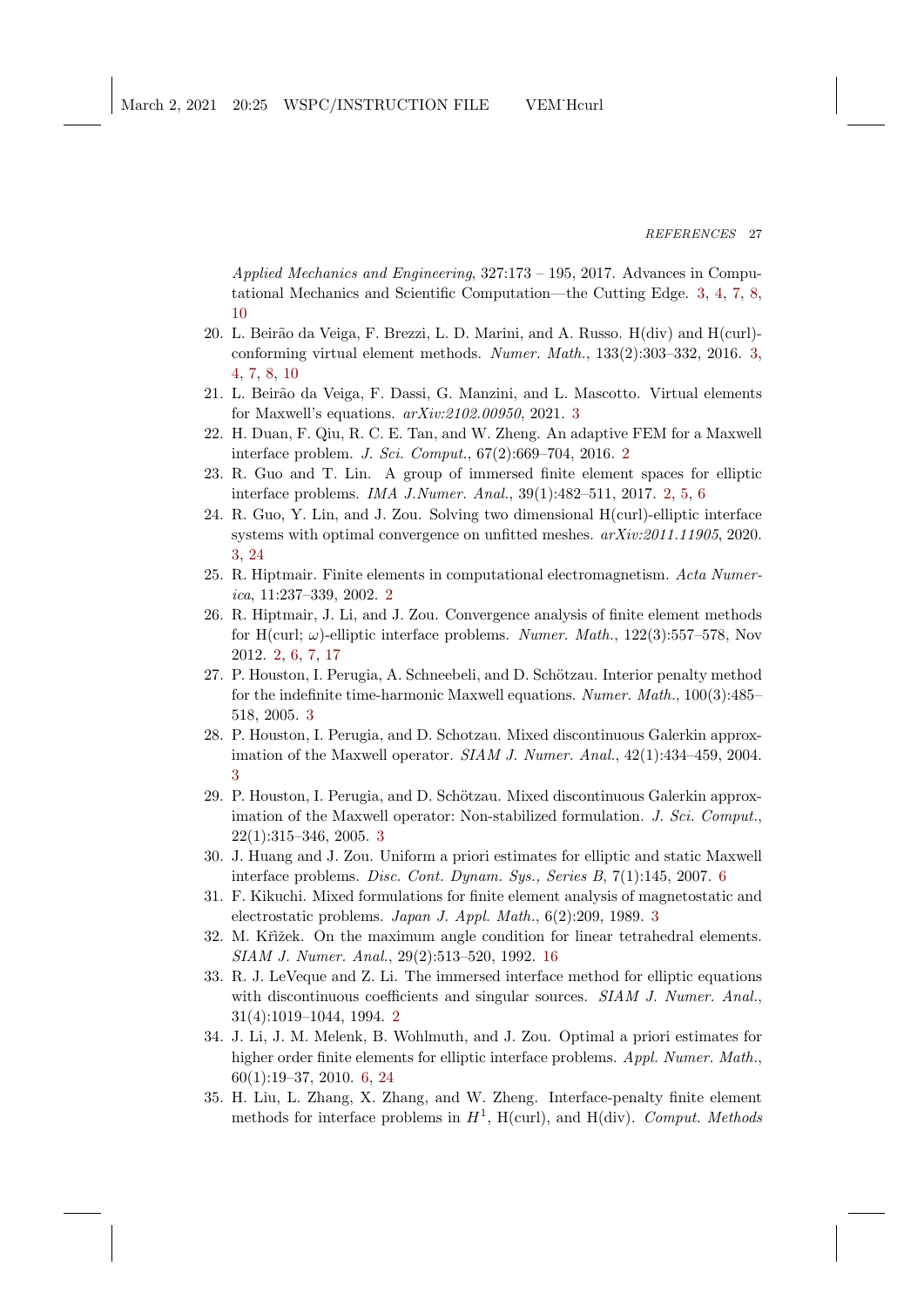*Applied Mechanics and Engineering*, 327:173 – 195, 2017. Advances in Computational Mechanics and Scientific Computation—the Cutting Edge. 3, 4, 7, 8, 10

20. L. Beirão da Veiga, F. Brezzi, L. D. Marini, and A. Russo. H(div) and H(curl)-conforming virtual element methods. *Numer. Math.*, 133(2):303–332, 2016. 3, 4, 7, 8, 10
21. L. Beirão da Veiga, F. Dassi, G. Manzini, and L. Mascotto. Virtual elements for Maxwell's equations. *arXiv:2102.00950*, 2021. 3
22. H. Duan, F. Qiu, R. C. E. Tan, and W. Zheng. An adaptive FEM for a Maxwell interface problem. *J. Sci. Comput.*, 67(2):669–704, 2016. 2
23. R. Guo and T. Lin. A group of immersed finite element spaces for elliptic interface problems. *IMA J.Numer. Anal.*, 39(1):482–511, 2017. 2, 5, 6
24. R. Guo, Y. Lin, and J. Zou. Solving two dimensional H(curl)-elliptic interface systems with optimal convergence on unfitted meshes. *arXiv:2011.11905*, 2020. 3, 24
25. R. Hiptmair. Finite elements in computational electromagnetism. *Acta Numerica*, 11:237–339, 2002. 2
26. R. Hiptmair, J. Li, and J. Zou. Convergence analysis of finite element methods for H(curl; $\omega$)-elliptic interface problems. *Numer. Math.*, 122(3):557–578, Nov 2012. 2, 6, 7, 17
27. P. Houston, I. Perugia, A. Schneebeli, and D. Schötzau. Interior penalty method for the indefinite time-harmonic Maxwell equations. *Numer. Math.*, 100(3):485–518, 2005. 3
28. P. Houston, I. Perugia, and D. Schotzau. Mixed discontinuous Galerkin approximation of the Maxwell operator. *SIAM J. Numer. Anal.*, 42(1):434–459, 2004. 3
29. P. Houston, I. Perugia, and D. Schötzau. Mixed discontinuous Galerkin approximation of the Maxwell operator: Non-stabilized formulation. *J. Sci. Comput.*, 22(1):315–346, 2005. 3
30. J. Huang and J. Zou. Uniform a priori estimates for elliptic and static Maxwell interface problems. *Disc. Cont. Dynam. Sys., Series B*, 7(1):145, 2007. 6
31. F. Kikuchi. Mixed formulations for finite element analysis of magnetostatic and electrostatic problems. *Japan J. Appl. Math.*, 6(2):209, 1989. 3
32. M. Křížek. On the maximum angle condition for linear tetrahedral elements. *SIAM J. Numer. Anal.*, 29(2):513–520, 1992. 16
33. R. J. LeVeque and Z. Li. The immersed interface method for elliptic equations with discontinuous coefficients and singular sources. *SIAM J. Numer. Anal.*, 31(4):1019–1044, 1994. 2
34. J. Li, J. M. Melenk, B. Wohlmuth, and J. Zou. Optimal a priori estimates for higher order finite elements for elliptic interface problems. *Appl. Numer. Math.*, 60(1):19–37, 2010. 6, 24
35. H. Liu, L. Zhang, X. Zhang, and W. Zheng. Interface-penalty finite element methods for interface problems in $H^1$, H(curl), and H(div). *Comput. Methods*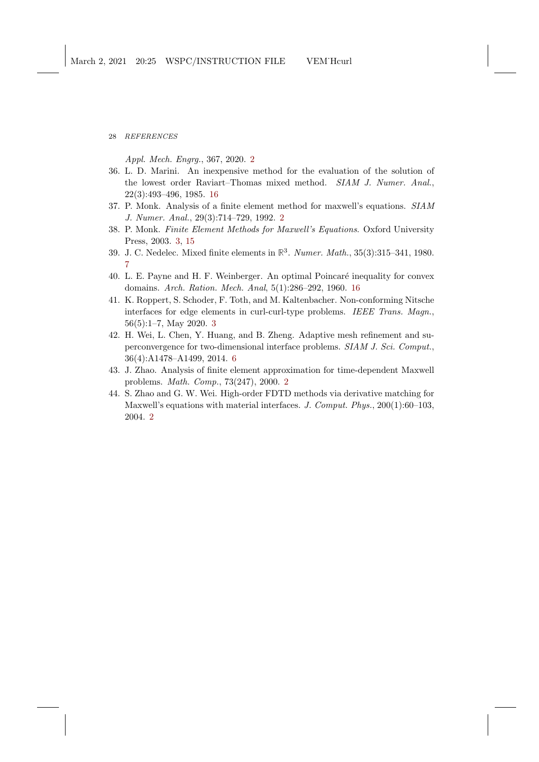*Appl. Mech. Engrg.*, 367, 2020. 2

36. L. D. Marini. An inexpensive method for the evaluation of the solution of the lowest order Raviart–Thomas mixed method. *SIAM J. Numer. Anal.*, 22(3):493–496, 1985. 16
37. P. Monk. Analysis of a finite element method for maxwell's equations. *SIAM J. Numer. Anal.*, 29(3):714–729, 1992. 2
38. P. Monk. *Finite Element Methods for Maxwell's Equations*. Oxford University Press, 2003. 3, 15
39. J. C. Nedelec. Mixed finite elements in $\mathbb{R}^3$. *Numer. Math.*, 35(3):315–341, 1980. 7
40. L. E. Payne and H. F. Weinberger. An optimal Poincaré inequality for convex domains. *Arch. Ration. Mech. Anal*, 5(1):286–292, 1960. 16
41. K. Roppert, S. Schoder, F. Toth, and M. Kaltenbacher. Non-conforming Nitsche interfaces for edge elements in curl-curl-type problems. *IEEE Trans. Magn.*, 56(5):1–7, May 2020. 3
42. H. Wei, L. Chen, Y. Huang, and B. Zheng. Adaptive mesh refinement and superconvergence for two-dimensional interface problems. *SIAM J. Sci. Comput.*, 36(4):A1478–A1499, 2014. 6
43. J. Zhao. Analysis of finite element approximation for time-dependent Maxwell problems. *Math. Comp.*, 73(247), 2000. 2
44. S. Zhao and G. W. Wei. High-order FDTD methods via derivative matching for Maxwell's equations with material interfaces. *J. Comput. Phys.*, 200(1):60–103, 2004. 2